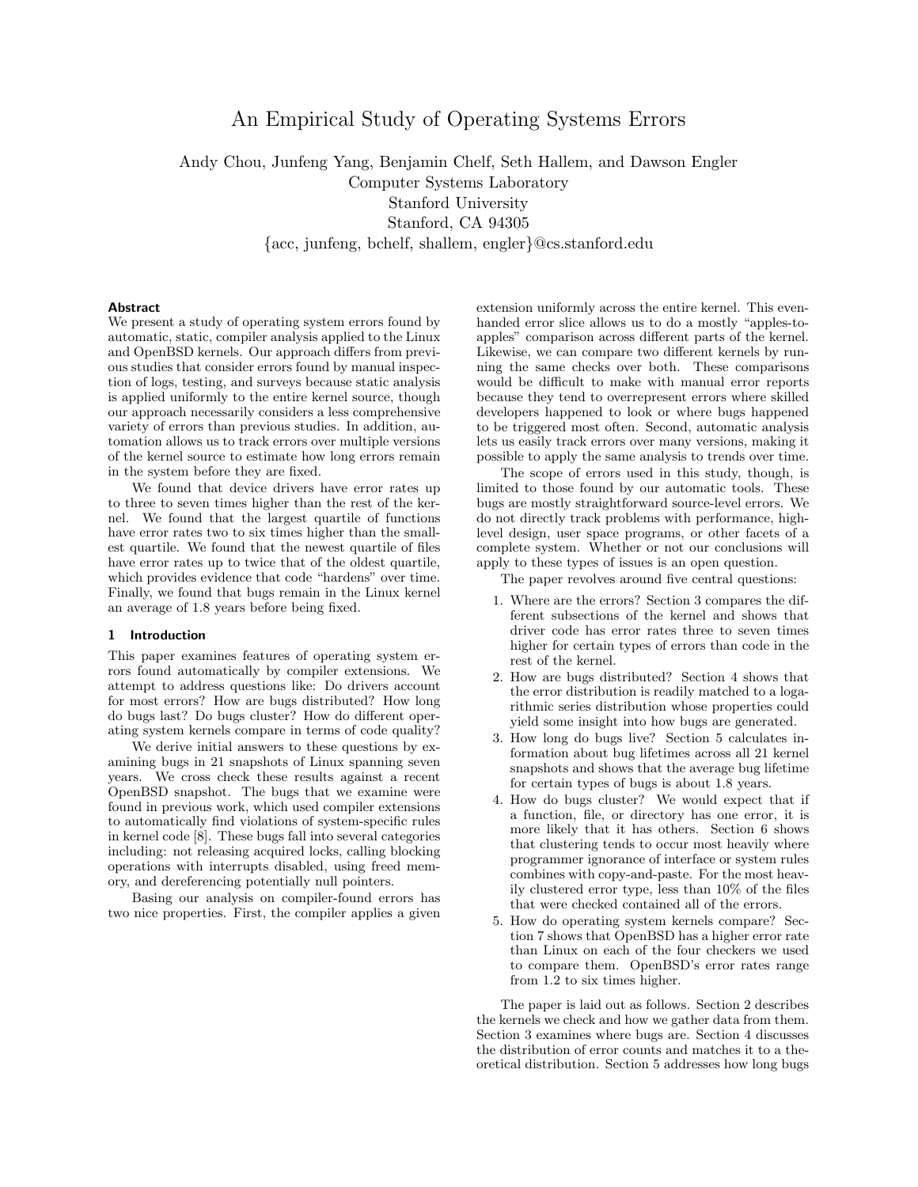# An Empirical Study of Operating Systems Errors

Andy Chou, Junfeng Yang, Benjamin Chelf, Seth Hallem, and Dawson Engler
Computer Systems Laboratory
Stanford University
Stanford, CA 94305
{acc, junfeng, bchelf, shallem, engler}@cs.stanford.edu

### Abstract

We present a study of operating system errors found by automatic, static, compiler analysis applied to the Linux and OpenBSD kernels. Our approach differs from previous studies that consider errors found by manual inspection of logs, testing, and surveys because static analysis is applied uniformly to the entire kernel source, though our approach necessarily considers a less comprehensive variety of errors than previous studies. In addition, automation allows us to track errors over multiple versions of the kernel source to estimate how long errors remain in the system before they are fixed.

We found that device drivers have error rates up to three to seven times higher than the rest of the kernel. We found that the largest quartile of functions have error rates two to six times higher than the smallest quartile. We found that the newest quartile of files have error rates up to twice that of the oldest quartile, which provides evidence that code "hardens" over time. Finally, we found that bugs remain in the Linux kernel an average of 1.8 years before being fixed.

## 1 Introduction

This paper examines features of operating system errors found automatically by compiler extensions. We attempt to address questions like: Do drivers account for most errors? How are bugs distributed? How long do bugs last? Do bugs cluster? How do different operating system kernels compare in terms of code quality?

We derive initial answers to these questions by examining bugs in 21 snapshots of Linux spanning seven years. We cross check these results against a recent OpenBSD snapshot. The bugs that we examine were found in previous work, which used compiler extensions to automatically find violations of system-specific rules in kernel code [8]. These bugs fall into several categories including: not releasing acquired locks, calling blocking operations with interrupts disabled, using freed memory, and dereferencing potentially null pointers.

Basing our analysis on compiler-found errors has two nice properties. First, the compiler applies a given extension uniformly across the entire kernel. This even-handed error slice allows us to do a mostly "apples-to-apples" comparison across different parts of the kernel. Likewise, we can compare two different kernels by running the same checks over both. These comparisons would be difficult to make with manual error reports because they tend to overrepresent errors where skilled developers happened to look or where bugs happened to be triggered most often. Second, automatic analysis lets us easily track errors over many versions, making it possible to apply the same analysis to trends over time.

The scope of errors used in this study, though, is limited to those found by our automatic tools. These bugs are mostly straightforward source-level errors. We do not directly track problems with performance, high-level design, user space programs, or other facets of a complete system. Whether or not our conclusions will apply to these types of issues is an open question.

The paper revolves around five central questions:

1. Where are the errors? Section 3 compares the different subsections of the kernel and shows that driver code has error rates three to seven times higher for certain types of errors than code in the rest of the kernel.
2. How are bugs distributed? Section 4 shows that the error distribution is readily matched to a logarithmic series distribution whose properties could yield some insight into how bugs are generated.
3. How long do bugs live? Section 5 calculates information about bug lifetimes across all 21 kernel snapshots and shows that the average bug lifetime for certain types of bugs is about 1.8 years.
4. How do bugs cluster? We would expect that if a function, file, or directory has one error, it is more likely that it has others. Section 6 shows that clustering tends to occur most heavily where programmer ignorance of interface or system rules combines with copy-and-paste. For the most heavily clustered error type, less than 10% of the files that were checked contained all of the errors.
5. How do operating system kernels compare? Section 7 shows that OpenBSD has a higher error rate than Linux on each of the four checkers we used to compare them. OpenBSD's error rates range from 1.2 to six times higher.

The paper is laid out as follows. Section 2 describes the kernels we check and how we gather data from them. Section 3 examines where bugs are. Section 4 discusses the distribution of error counts and matches it to a theoretical distribution. Section 5 addresses how long bugs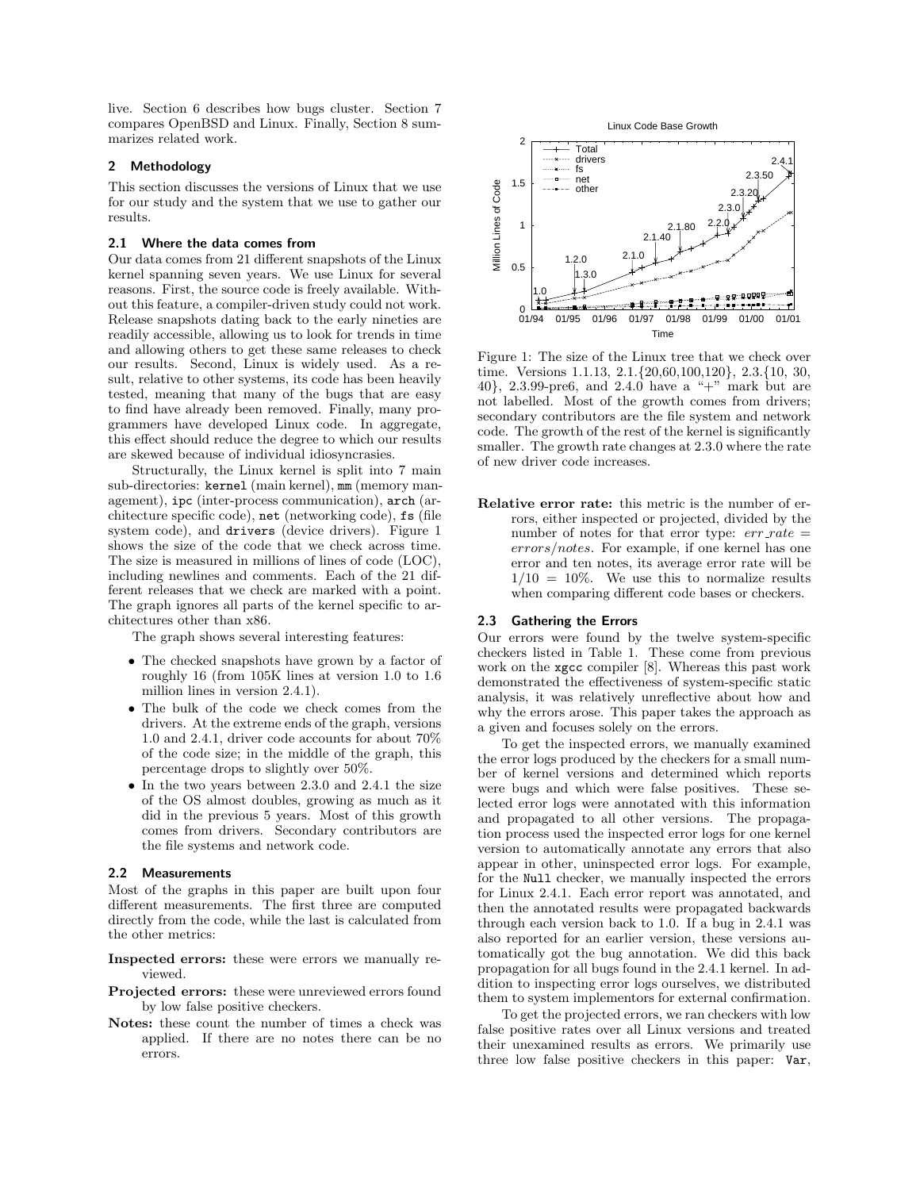live. Section 6 describes how bugs cluster. Section 7 compares OpenBSD and Linux. Finally, Section 8 summarizes related work.

## 2 Methodology

This section discusses the versions of Linux that we use for our study and the system that we use to gather our results.

### 2.1 Where the data comes from

Our data comes from 21 different snapshots of the Linux kernel spanning seven years. We use Linux for several reasons. First, the source code is freely available. Without this feature, a compiler-driven study could not work. Release snapshots dating back to the early nineties are readily accessible, allowing us to look for trends in time and allowing others to get these same releases to check our results. Second, Linux is widely used. As a result, relative to other systems, its code has been heavily tested, meaning that many of the bugs that are easy to find have already been removed. Finally, many programmers have developed Linux code. In aggregate, this effect should reduce the degree to which our results are skewed because of individual idiosyncrasies.

Structurally, the Linux kernel is split into 7 main sub-directories: `kernel` (main kernel), `mm` (memory management), `ipc` (inter-process communication), `arch` (architecture specific code), `net` (networking code), `fs` (file system code), and `drivers` (device drivers). Figure 1 shows the size of the code that we check across time. The size is measured in millions of lines of code (LOC), including newlines and comments. Each of the 21 different releases that we check are marked with a point. The graph ignores all parts of the kernel specific to architectures other than x86.

The graph shows several interesting features:

- The checked snapshots have grown by a factor of roughly 16 (from 105K lines at version 1.0 to 1.6 million lines in version 2.4.1).
- The bulk of the code we check comes from the drivers. At the extreme ends of the graph, versions 1.0 and 2.4.1, driver code accounts for about 70% of the code size; in the middle of the graph, this percentage drops to slightly over 50%.
- In the two years between 2.3.0 and 2.4.1 the size of the OS almost doubles, growing as much as it did in the previous 5 years. Most of this growth comes from drivers. Secondary contributors are the file systems and network code.

Figure 1: The size of the Linux tree that we check over time. Versions 1.1.13, 2.1.{20,60,100,120}, 2.3.{10, 30, 40}, 2.3.99-pre6, and 2.4.0 have a "+" mark but are not labelled. Most of the growth comes from drivers; secondary contributors are the file system and network code. The growth of the rest of the kernel is significantly smaller. The growth rate changes at 2.3.0 where the rate of new driver code increases.

### 2.2 Measurements

Most of the graphs in this paper are built upon four different measurements. The first three are computed directly from the code, while the last is calculated from the other metrics:

**Inspected errors:** these were errors we manually reviewed.

**Projected errors:** these were unreviewed errors found by low false positive checkers.

**Notes:** these count the number of times a check was applied. If there are no notes there can be no errors.

**Relative error rate:** this metric is the number of errors, either inspected or projected, divided by the number of notes for that error type: $err\_rate = errors/notes$. For example, if one kernel has one error and ten notes, its average error rate will be $1/10 = 10\%$. We use this to normalize results when comparing different code bases or checkers.

### 2.3 Gathering the Errors

Our errors were found by the twelve system-specific checkers listed in Table 1. These come from previous work on the `xgcc` compiler [8]. Whereas this past work demonstrated the effectiveness of system-specific static analysis, it was relatively unreflective about how and why the errors arose. This paper takes the approach as a given and focuses solely on the errors.

To get the inspected errors, we manually examined the error logs produced by the checkers for a small number of kernel versions and determined which reports were bugs and which were false positives. These selected error logs were annotated with this information and propagated to all other versions. The propagation process used the inspected error logs for one kernel version to automatically annotate any errors that also appear in other, uninspected error logs. For example, for the `Null` checker, we manually inspected the errors for Linux 2.4.1. Each error report was annotated, and then the annotated results were propagated backwards through each version back to 1.0. If a bug in 2.4.1 was also reported for an earlier version, these versions automatically got the bug annotation. We did this back propagation for all bugs found in the 2.4.1 kernel. In addition to inspecting error logs ourselves, we distributed them to system implementors for external confirmation.

To get the projected errors, we ran checkers with low false positive rates over all Linux versions and treated their unexamined results as errors. We primarily use three low false positive checkers in this paper: `Var`,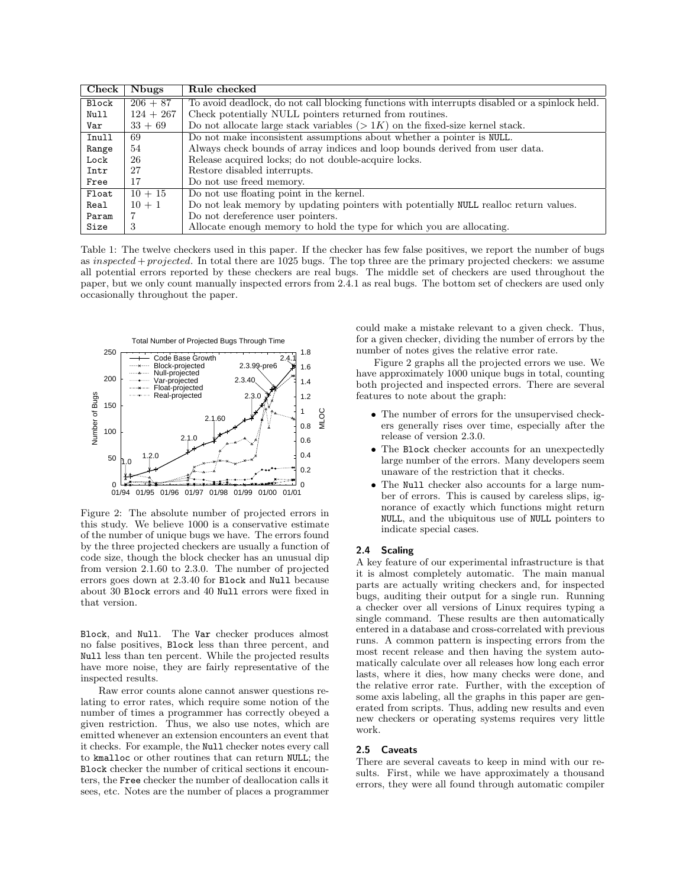| Check | Nbugs | Rule checked |
|---|---|---|
| Block | $206 + 87$ | To avoid deadlock, do not call blocking functions with interrupts disabled or a spinlock held. |
| Null | $124 + 267$ | Check potentially NULL pointers returned from routines. |
| Var | $33 + 69$ | Do not allocate large stack variables ($> 1K$) on the fixed-size kernel stack. |
| Inull | 69 | Do not make inconsistent assumptions about whether a pointer is NULL. |
| Range | 54 | Always check bounds of array indices and loop bounds derived from user data. |
| Lock | 26 | Release acquired locks; do not double-acquire locks. |
| Intr | 27 | Restore disabled interrupts. |
| Free | 17 | Do not use freed memory. |
| Float | $10 + 15$ | Do not use floating point in the kernel. |
| Real | $10 + 1$ | Do not leak memory by updating pointers with potentially NULL realloc return values. |
| Param | 7 | Do not dereference user pointers. |
| Size | 3 | Allocate enough memory to hold the type for which you are allocating. |

Table 1: The twelve checkers used in this paper. If the checker has few false positives, we report the number of bugs as *inspected* + *projected*. In total there are 1025 bugs. The top three are the primary projected checkers: we assume all potential errors reported by these checkers are real bugs. The middle set of checkers are used throughout the paper, but we only count manually inspected errors from 2.4.1 as real bugs. The bottom set of checkers are used only occasionally throughout the paper.

Figure 2: The absolute number of projected errors in this study. We believe 1000 is a conservative estimate of the number of unique bugs we have. The errors found by the three projected checkers are usually a function of code size, though the block checker has an unusual dip from version 2.1.60 to 2.3.0. The number of projected errors goes down at 2.3.40 for Block and Null because about 30 Block errors and 40 Null errors were fixed in that version.

Block, and Null. The Var checker produces almost no false positives, Block less than three percent, and Null less than ten percent. While the projected results have more noise, they are fairly representative of the inspected results.

Raw error counts alone cannot answer questions relating to error rates, which require some notion of the number of times a programmer has correctly obeyed a given restriction. Thus, we also use notes, which are emitted whenever an extension encounters an event that it checks. For example, the Null checker notes every call to kmalloc or other routines that can return NULL; the Block checker the number of critical sections it encounters, the Free checker the number of deallocation calls it sees, etc. Notes are the number of places a programmer could make a mistake relevant to a given check. Thus, for a given checker, dividing the number of errors by the number of notes gives the relative error rate.

Figure 2 graphs all the projected errors we use. We have approximately 1000 unique bugs in total, counting both projected and inspected errors. There are several features to note about the graph:

- The number of errors for the unsupervised checkers generally rises over time, especially after the release of version 2.3.0.
- The Block checker accounts for an unexpectedly large number of the errors. Many developers seem unaware of the restriction that it checks.
- The Null checker also accounts for a large number of errors. This is caused by careless slips, ignorance of exactly which functions might return NULL, and the ubiquitous use of NULL pointers to indicate special cases.

### 2.4 Scaling

A key feature of our experimental infrastructure is that it is almost completely automatic. The main manual parts are actually writing checkers and, for inspected bugs, auditing their output for a single run. Running a checker over all versions of Linux requires typing a single command. These results are then automatically entered in a database and cross-correlated with previous runs. A common pattern is inspecting errors from the most recent release and then having the system automatically calculate over all releases how long each error lasts, where it dies, how many checks were done, and the relative error rate. Further, with the exception of some axis labeling, all the graphs in this paper are generated from scripts. Thus, adding new results and even new checkers or operating systems requires very little work.

### 2.5 Caveats

There are several caveats to keep in mind with our results. First, while we have approximately a thousand errors, they were all found through automatic compiler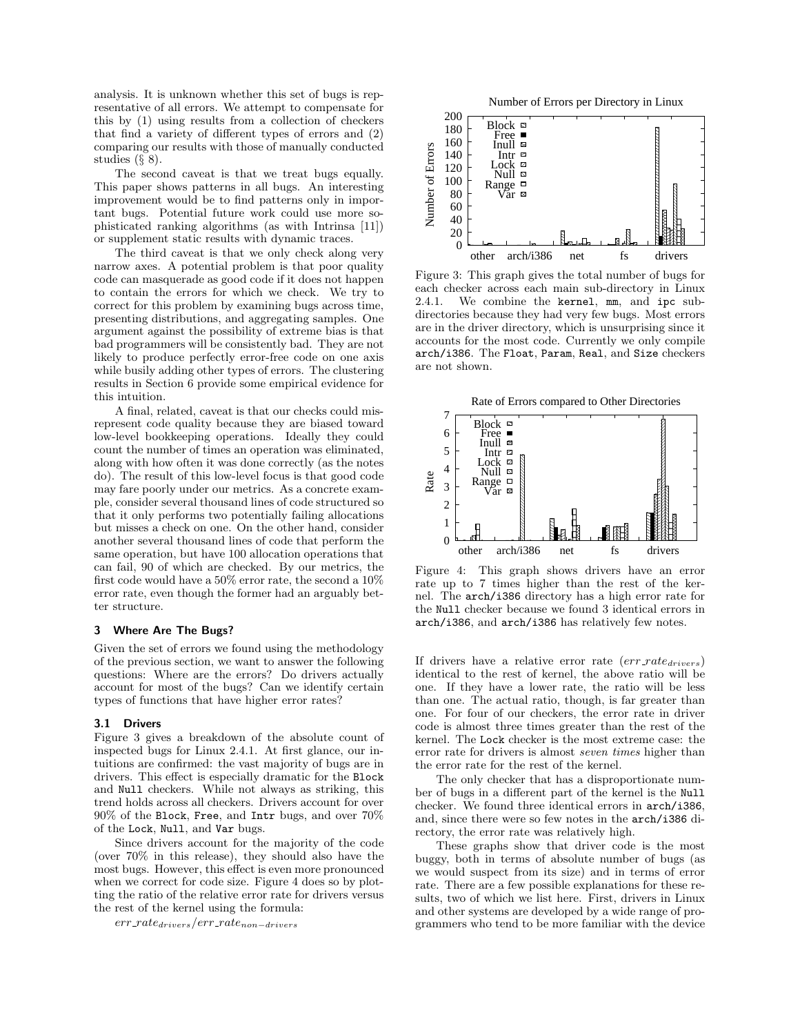analysis. It is unknown whether this set of bugs is representative of all errors. We attempt to compensate for this by (1) using results from a collection of checkers that find a variety of different types of errors and (2) comparing our results with those of manually conducted studies (§ 8).

The second caveat is that we treat bugs equally. This paper shows patterns in all bugs. An interesting improvement would be to find patterns only in important bugs. Potential future work could use more sophisticated ranking algorithms (as with Intrinsa [11]) or supplement static results with dynamic traces.

The third caveat is that we only check along very narrow axes. A potential problem is that poor quality code can masquerade as good code if it does not happen to contain the errors for which we check. We try to correct for this problem by examining bugs across time, presenting distributions, and aggregating samples. One argument against the possibility of extreme bias is that bad programmers will be consistently bad. They are not likely to produce perfectly error-free code on one axis while busily adding other types of errors. The clustering results in Section 6 provide some empirical evidence for this intuition.

A final, related, caveat is that our checks could misrepresent code quality because they are biased toward low-level bookkeeping operations. Ideally they could count the number of times an operation was eliminated, along with how often it was done correctly (as the notes do). The result of this low-level focus is that good code may fare poorly under our metrics. As a concrete example, consider several thousand lines of code structured so that it only performs two potentially failing allocations but misses a check on one. On the other hand, consider another several thousand lines of code that perform the same operation, but have 100 allocation operations that can fail, 90 of which are checked. By our metrics, the first code would have a 50% error rate, the second a 10% error rate, even though the former had an arguably better structure.

## 3 Where Are The Bugs?

Given the set of errors we found using the methodology of the previous section, we want to answer the following questions: Where are the errors? Do drivers actually account for most of the bugs? Can we identify certain types of functions that have higher error rates?

### 3.1 Drivers

Figure 3 gives a breakdown of the absolute count of inspected bugs for Linux 2.4.1. At first glance, our intuitions are confirmed: the vast majority of bugs are in drivers. This effect is especially dramatic for the `Block` and `Null` checkers. While not always as striking, this trend holds across all checkers. Drivers account for over 90% of the `Block`, `Free`, and `Intr` bugs, and over 70% of the `Lock`, `Null`, and `Var` bugs.

Since drivers account for the majority of the code (over 70% in this release), they should also have the most bugs. However, this effect is even more pronounced when we correct for code size. Figure 4 does so by plotting the ratio of the relative error rate for drivers versus the rest of the kernel using the formula:

$$err\_rate_{drivers}/err\_rate_{non-drivers}$$

Figure 3: This graph gives the total number of bugs for each checker across each main sub-directory in Linux 2.4.1. We combine the `kernel`, `mm`, and `ipc` subdirectories because they had very few bugs. Most errors are in the driver directory, which is unsurprising since it accounts for the most code. Currently we only compile `arch/i386`. The `Float`, `Param`, `Real`, and `Size` checkers are not shown.

Figure 4: This graph shows drivers have an error rate up to 7 times higher than the rest of the kernel. The `arch/i386` directory has a high error rate for the `Null` checker because we found 3 identical errors in `arch/i386`, and `arch/i386` has relatively few notes.

If drivers have a relative error rate ($err\_rate_{drivers}$) identical to the rest of kernel, the above ratio will be one. If they have a lower rate, the ratio will be less than one. The actual ratio, though, is far greater than one. For four of our checkers, the error rate in driver code is almost three times greater than the rest of the kernel. The `Lock` checker is the most extreme case: the error rate for drivers is almost *seven times* higher than the error rate for the rest of the kernel.

The only checker that has a disproportionate number of bugs in a different part of the kernel is the `Null` checker. We found three identical errors in `arch/i386`, and, since there were so few notes in the `arch/i386` directory, the error rate was relatively high.

These graphs show that driver code is the most buggy, both in terms of absolute number of bugs (as we would suspect from its size) and in terms of error rate. There are a few possible explanations for these results, two of which we list here. First, drivers in Linux and other systems are developed by a wide range of programmers who tend to be more familiar with the device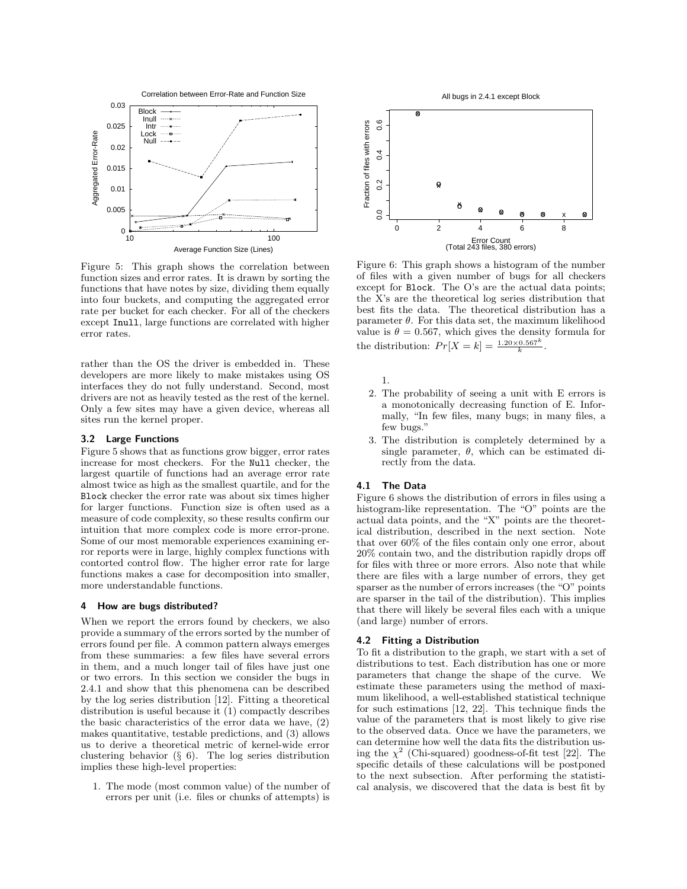Figure 5: This graph shows the correlation between function sizes and error rates. It is drawn by sorting the functions that have notes by size, dividing them equally into four buckets, and computing the aggregated error rate per bucket for each checker. For all of the checkers except Inull, large functions are correlated with higher error rates.

rather than the OS the driver is embedded in. These developers are more likely to make mistakes using OS interfaces they do not fully understand. Second, most drivers are not as heavily tested as the rest of the kernel. Only a few sites may have a given device, whereas all sites run the kernel proper.

### 3.2 Large Functions

Figure 5 shows that as functions grow bigger, error rates increase for most checkers. For the Null checker, the largest quartile of functions had an average error rate almost twice as high as the smallest quartile, and for the Block checker the error rate was about six times higher for larger functions. Function size is often used as a measure of code complexity, so these results confirm our intuition that more complex code is more error-prone. Some of our most memorable experiences examining error reports were in large, highly complex functions with contorted control flow. The higher error rate for large functions makes a case for decomposition into smaller, more understandable functions.

## 4 How are bugs distributed?

When we report the errors found by checkers, we also provide a summary of the errors sorted by the number of errors found per file. A common pattern always emerges from these summaries: a few files have several errors in them, and a much longer tail of files have just one or two errors. In this section we consider the bugs in 2.4.1 and show that this phenomena can be described by the log series distribution [12]. Fitting a theoretical distribution is useful because it (1) compactly describes the basic characteristics of the error data we have, (2) makes quantitative, testable predictions, and (3) allows us to derive a theoretical metric of kernel-wide error clustering behavior (§ 6). The log series distribution implies these high-level properties:

1. The mode (most common value) of the number of errors per unit (i.e. files or chunks of attempts) is 1.
2. The probability of seeing a unit with E errors is a monotonically decreasing function of E. Informally, "In few files, many bugs; in many files, a few bugs."
3. The distribution is completely determined by a single parameter, $\theta$, which can be estimated directly from the data.

Figure 6: This graph shows a histogram of the number of files with a given number of bugs for all checkers except for Block. The O's are the actual data points; the X's are the theoretical log series distribution that best fits the data. The theoretical distribution has a parameter $\theta$. For this data set, the maximum likelihood value is $\theta = 0.567$, which gives the density formula for the distribution: $Pr[X = k] = \frac{1.20 \times 0.567^k}{k}$.

### 4.1 The Data

Figure 6 shows the distribution of errors in files using a histogram-like representation. The "O" points are the actual data points, and the "X" points are the theoretical distribution, described in the next section. Note that over 60% of the files contain only one error, about 20% contain two, and the distribution rapidly drops off for files with three or more errors. Also note that while there are files with a large number of errors, they get sparser as the number of errors increases (the "O" points are sparser in the tail of the distribution). This implies that there will likely be several files each with a unique (and large) number of errors.

### 4.2 Fitting a Distribution

To fit a distribution to the graph, we start with a set of distributions to test. Each distribution has one or more parameters that change the shape of the curve. We estimate these parameters using the method of maximum likelihood, a well-established statistical technique for such estimations [12, 22]. This technique finds the value of the parameters that is most likely to give rise to the observed data. Once we have the parameters, we can determine how well the data fits the distribution using the $\chi^2$ (Chi-squared) goodness-of-fit test [22]. The specific details of these calculations will be postponed to the next subsection. After performing the statistical analysis, we discovered that the data is best fit by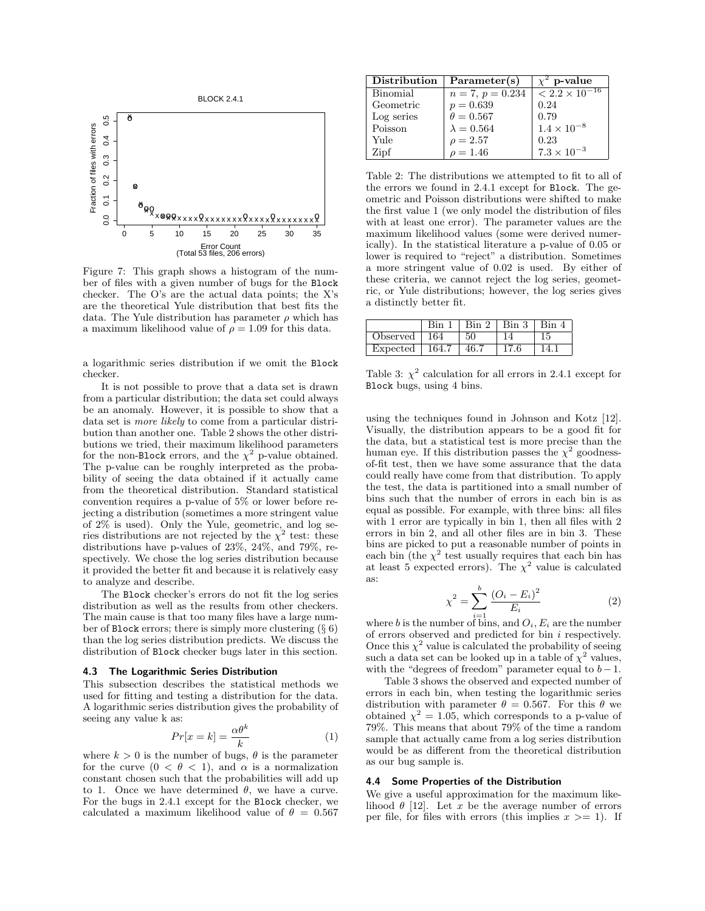Figure 7: This graph shows a histogram of the number of files with a given number of bugs for the Block checker. The O's are the actual data points; the X's are the theoretical Yule distribution that best fits the data. The Yule distribution has parameter $\rho$ which has a maximum likelihood value of $\rho = 1.09$ for this data.

a logarithmic series distribution if we omit the Block checker.

It is not possible to prove that a data set is drawn from a particular distribution; the data set could always be an anomaly. However, it is possible to show that a data set is *more likely* to come from a particular distribution than another one. Table 2 shows the other distributions we tried, their maximum likelihood parameters for the non-Block errors, and the $\chi^2$ p-value obtained. The p-value can be roughly interpreted as the probability of seeing the data obtained if it actually came from the theoretical distribution. Standard statistical convention requires a p-value of 5% or lower before rejecting a distribution (sometimes a more stringent value of 2% is used). Only the Yule, geometric, and log series distributions are not rejected by the $\chi^2$ test: these distributions have p-values of 23%, 24%, and 79%, respectively. We chose the log series distribution because it provided the better fit and because it is relatively easy to analyze and describe.

The Block checker's errors do not fit the log series distribution as well as the results from other checkers. The main cause is that too many files have a large number of Block errors; there is simply more clustering (§ 6) than the log series distribution predicts. We discuss the distribution of Block checker bugs later in this section.

### 4.3 The Logarithmic Series Distribution

This subsection describes the statistical methods we used for fitting and testing a distribution for the data. A logarithmic series distribution gives the probability of seeing any value k as:

$$Pr[x = k] = \frac{\alpha \theta^k}{k} \tag{1}$$

where $k > 0$ is the number of bugs, $\theta$ is the parameter for the curve ($0 < \theta < 1$), and $\alpha$ is a normalization constant chosen such that the probabilities will add up to 1. Once we have determined $\theta$, we have a curve. For the bugs in 2.4.1 except for the Block checker, we calculated a maximum likelihood value of $\theta = 0.567$ using the techniques found in Johnson and Kotz [12]. Visually, the distribution appears to be a good fit for the data, but a statistical test is more precise than the human eye. If this distribution passes the $\chi^2$ goodness-of-fit test, then we have some assurance that the data could really have come from that distribution. To apply the test, the data is partitioned into a small number of bins such that the number of errors in each bin is as equal as possible. For example, with three bins: all files with 1 error are typically in bin 1, then all files with 2 errors in bin 2, and all other files are in bin 3. These bins are picked to put a reasonable number of points in each bin (the $\chi^2$ test usually requires that each bin has at least 5 expected errors). The $\chi^2$ value is calculated as:

$$\chi^2 = \sum_{i=1}^{b} \frac{(O_i - E_i)^2}{E_i} \tag{2}$$

where $b$ is the number of bins, and $O_i$, $E_i$ are the number of errors observed and predicted for bin $i$ respectively. Once this $\chi^2$ value is calculated the probability of seeing such a data set can be looked up in a table of $\chi^2$ values, with the "degrees of freedom" parameter equal to $b-1$.

Table 3 shows the observed and expected number of errors in each bin, when testing the logarithmic series distribution with parameter $\theta = 0.567$. For this $\theta$ we obtained $\chi^2 = 1.05$, which corresponds to a p-value of 79%. This means that about 79% of the time a random sample that actually came from a log series distribution would be as different from the theoretical distribution as our bug sample is.

| Distribution | Parameter(s) | $\chi^2$ p-value |
|---|---|---|
| Binomial | $n = 7$, $p = 0.234$ | $< 2.2 \times 10^{-16}$ |
| Geometric | $p = 0.639$ | 0.24 |
| Log series | $\theta = 0.567$ | 0.79 |
| Poisson | $\lambda = 0.564$ | $1.4 \times 10^{-8}$ |
| Yule | $\rho = 2.57$ | 0.23 |
| Zipf | $\rho = 1.46$ | $7.3 \times 10^{-3}$ |

Table 2: The distributions we attempted to fit to all of the errors we found in 2.4.1 except for Block. The geometric and Poisson distributions were shifted to make the first value 1 (we only model the distribution of files with at least one error). The parameter values are the maximum likelihood values (some were derived numerically). In the statistical literature a p-value of 0.05 or lower is required to "reject" a distribution. Sometimes a more stringent value of 0.02 is used. By either of these criteria, we cannot reject the log series, geometric, or Yule distributions; however, the log series gives a distinctly better fit.

| | Bin 1 | Bin 2 | Bin 3 | Bin 4 |
|---|---|---|---|---|
| Observed | 164 | 50 | 14 | 15 |
| Expected | 164.7 | 46.7 | 17.6 | 14.1 |

Table 3: $\chi^2$ calculation for all errors in 2.4.1 except for Block bugs, using 4 bins.

### 4.4 Some Properties of the Distribution

We give a useful approximation for the maximum likelihood $\theta$ [12]. Let $x$ be the average number of errors per file, for files with errors (this implies $x >= 1$). If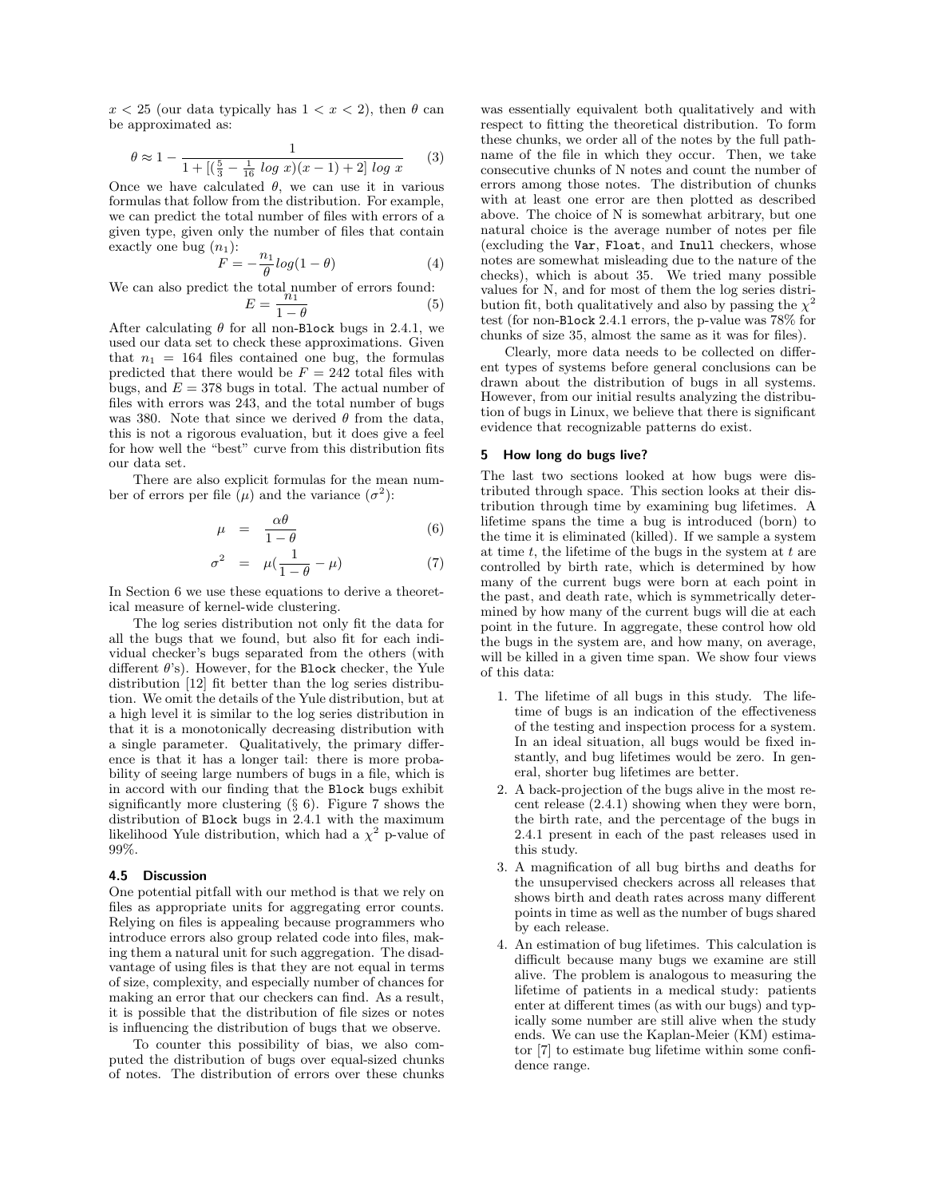$x < 25$ (our data typically has $1 < x < 2$), then $\theta$ can be approximated as:

$$\theta \approx 1 - \frac{1}{1 + [(\frac{5}{3} - \frac{1}{16}\ log\ x)(x-1) + 2]\ log\ x} \quad (3)$$

Once we have calculated $\theta$, we can use it in various formulas that follow from the distribution. For example, we can predict the total number of files with errors of a given type, given only the number of files that contain exactly one bug ($n_1$):

$$F = -\frac{n_1}{\theta} log(1-\theta) \quad (4)$$

We can also predict the total number of errors found:

$$E = \frac{n_1}{1-\theta} \quad (5)$$

After calculating $\theta$ for all non-Block bugs in 2.4.1, we used our data set to check these approximations. Given that $n_1 = 164$ files contained one bug, the formulas predicted that there would be $F = 242$ total files with bugs, and $E = 378$ bugs in total. The actual number of files with errors was 243, and the total number of bugs was 380. Note that since we derived $\theta$ from the data, this is not a rigorous evaluation, but it does give a feel for how well the "best" curve from this distribution fits our data set.

There are also explicit formulas for the mean number of errors per file ($\mu$) and the variance ($\sigma^2$):

$$\mu = \frac{\alpha\theta}{1-\theta} \quad (6)$$

$$\sigma^2 = \mu(\frac{1}{1-\theta} - \mu) \quad (7)$$

In Section 6 we use these equations to derive a theoretical measure of kernel-wide clustering.

The log series distribution not only fit the data for all the bugs that we found, but also fit for each individual checker's bugs separated from the others (with different $\theta$'s). However, for the Block checker, the Yule distribution [12] fit better than the log series distribution. We omit the details of the Yule distribution, but at a high level it is similar to the log series distribution in that it is a monotonically decreasing distribution with a single parameter. Qualitatively, the primary difference is that it has a longer tail: there is more probability of seeing large numbers of bugs in a file, which is in accord with our finding that the Block bugs exhibit significantly more clustering (§ 6). Figure 7 shows the distribution of Block bugs in 2.4.1 with the maximum likelihood Yule distribution, which had a $\chi^2$ p-value of 99%.

### 4.5 Discussion

One potential pitfall with our method is that we rely on files as appropriate units for aggregating error counts. Relying on files is appealing because programmers who introduce errors also group related code into files, making them a natural unit for such aggregation. The disadvantage of using files is that they are not equal in terms of size, complexity, and especially number of chances for making an error that our checkers can find. As a result, it is possible that the distribution of file sizes or notes is influencing the distribution of bugs that we observe.

To counter this possibility of bias, we also computed the distribution of bugs over equal-sized chunks of notes. The distribution of errors over these chunks was essentially equivalent both qualitatively and with respect to fitting the theoretical distribution. To form these chunks, we order all of the notes by the full pathname of the file in which they occur. Then, we take consecutive chunks of N notes and count the number of errors among those notes. The distribution of chunks with at least one error are then plotted as described above. The choice of N is somewhat arbitrary, but one natural choice is the average number of notes per file (excluding the Var, Float, and Inull checkers, whose notes are somewhat misleading due to the nature of the checks), which is about 35. We tried many possible values for N, and for most of them the log series distribution fit, both qualitatively and also by passing the $\chi^2$ test (for non-Block 2.4.1 errors, the p-value was 78% for chunks of size 35, almost the same as it was for files).

Clearly, more data needs to be collected on different types of systems before general conclusions can be drawn about the distribution of bugs in all systems. However, from our initial results analyzing the distribution of bugs in Linux, we believe that there is significant evidence that recognizable patterns do exist.

## 5 How long do bugs live?

The last two sections looked at how bugs were distributed through space. This section looks at their distribution through time by examining bug lifetimes. A lifetime spans the time a bug is introduced (born) to the time it is eliminated (killed). If we sample a system at time $t$, the lifetime of the bugs in the system at $t$ are controlled by birth rate, which is determined by how many of the current bugs were born at each point in the past, and death rate, which is symmetrically determined by how many of the current bugs will die at each point in the future. In aggregate, these control how old the bugs in the system are, and how many, on average, will be killed in a given time span. We show four views of this data:

1. The lifetime of all bugs in this study. The lifetime of bugs is an indication of the effectiveness of the testing and inspection process for a system. In an ideal situation, all bugs would be fixed instantly, and bug lifetimes would be zero. In general, shorter bug lifetimes are better.
2. A back-projection of the bugs alive in the most recent release (2.4.1) showing when they were born, the birth rate, and the percentage of the bugs in 2.4.1 present in each of the past releases used in this study.
3. A magnification of all bug births and deaths for the unsupervised checkers across all releases that shows birth and death rates across many different points in time as well as the number of bugs shared by each release.
4. An estimation of bug lifetimes. This calculation is difficult because many bugs we examine are still alive. The problem is analogous to measuring the lifetime of patients in a medical study: patients enter at different times (as with our bugs) and typically some number are still alive when the study ends. We can use the Kaplan-Meier (KM) estimator [7] to estimate bug lifetime within some confidence range.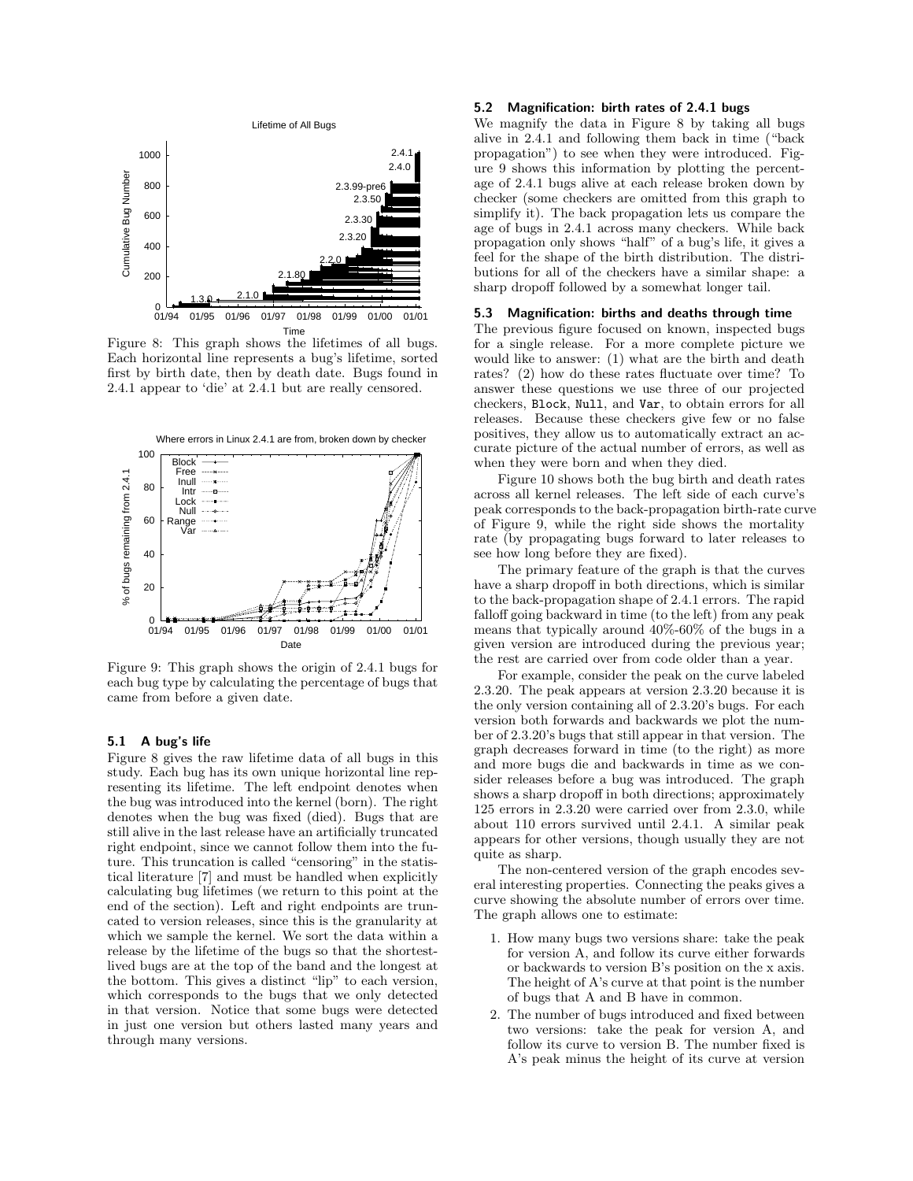Figure 8: This graph shows the lifetimes of all bugs. Each horizontal line represents a bug's lifetime, sorted first by birth date, then by death date. Bugs found in 2.4.1 appear to 'die' at 2.4.1 but are really censored.

Figure 9: This graph shows the origin of 2.4.1 bugs for each bug type by calculating the percentage of bugs that came from before a given date.

### 5.1 A bug's life

Figure 8 gives the raw lifetime data of all bugs in this study. Each bug has its own unique horizontal line representing its lifetime. The left endpoint denotes when the bug was introduced into the kernel (born). The right denotes when the bug was fixed (died). Bugs that are still alive in the last release have an artificially truncated right endpoint, since we cannot follow them into the future. This truncation is called "censoring" in the statistical literature [7] and must be handled when explicitly calculating bug lifetimes (we return to this point at the end of the section). Left and right endpoints are truncated to version releases, since this is the granularity at which we sample the kernel. We sort the data within a release by the lifetime of the bugs so that the shortest-lived bugs are at the top of the band and the longest at the bottom. This gives a distinct "lip" to each version, which corresponds to the bugs that we only detected in that version. Notice that some bugs were detected in just one version but others lasted many years and through many versions.

### 5.2 Magnification: birth rates of 2.4.1 bugs

We magnify the data in Figure 8 by taking all bugs alive in 2.4.1 and following them back in time ("back propagation") to see when they were introduced. Figure 9 shows this information by plotting the percentage of 2.4.1 bugs alive at each release broken down by checker (some checkers are omitted from this graph to simplify it). The back propagation lets us compare the age of bugs in 2.4.1 across many checkers. While back propagation only shows "half" of a bug's life, it gives a feel for the shape of the birth distribution. The distributions for all of the checkers have a similar shape: a sharp dropoff followed by a somewhat longer tail.

### 5.3 Magnification: births and deaths through time

The previous figure focused on known, inspected bugs for a single release. For a more complete picture we would like to answer: (1) what are the birth and death rates? (2) how do these rates fluctuate over time? To answer these questions we use three of our projected checkers, `Block`, `Null`, and `Var`, to obtain errors for all releases. Because these checkers give few or no false positives, they allow us to automatically extract an accurate picture of the actual number of errors, as well as when they were born and when they died.

Figure 10 shows both the bug birth and death rates across all kernel releases. The left side of each curve's peak corresponds to the back-propagation birth-rate curve of Figure 9, while the right side shows the mortality rate (by propagating bugs forward to later releases to see how long before they are fixed).

The primary feature of the graph is that the curves have a sharp dropoff in both directions, which is similar to the back-propagation shape of 2.4.1 errors. The rapid falloff going backward in time (to the left) from any peak means that typically around 40%-60% of the bugs in a given version are introduced during the previous year; the rest are carried over from code older than a year.

For example, consider the peak on the curve labeled 2.3.20. The peak appears at version 2.3.20 because it is the only version containing all of 2.3.20's bugs. For each version both forwards and backwards we plot the number of 2.3.20's bugs that still appear in that version. The graph decreases forward in time (to the right) as more and more bugs die and backwards in time as we consider releases before a bug was introduced. The graph shows a sharp dropoff in both directions; approximately 125 errors in 2.3.20 were carried over from 2.3.0, while about 110 errors survived until 2.4.1. A similar peak appears for other versions, though usually they are not quite as sharp.

The non-centered version of the graph encodes several interesting properties. Connecting the peaks gives a curve showing the absolute number of errors over time. The graph allows one to estimate:

1. How many bugs two versions share: take the peak for version A, and follow its curve either forwards or backwards to version B's position on the x axis. The height of A's curve at that point is the number of bugs that A and B have in common.
2. The number of bugs introduced and fixed between two versions: take the peak for version A, and follow its curve to version B. The number fixed is A's peak minus the height of its curve at version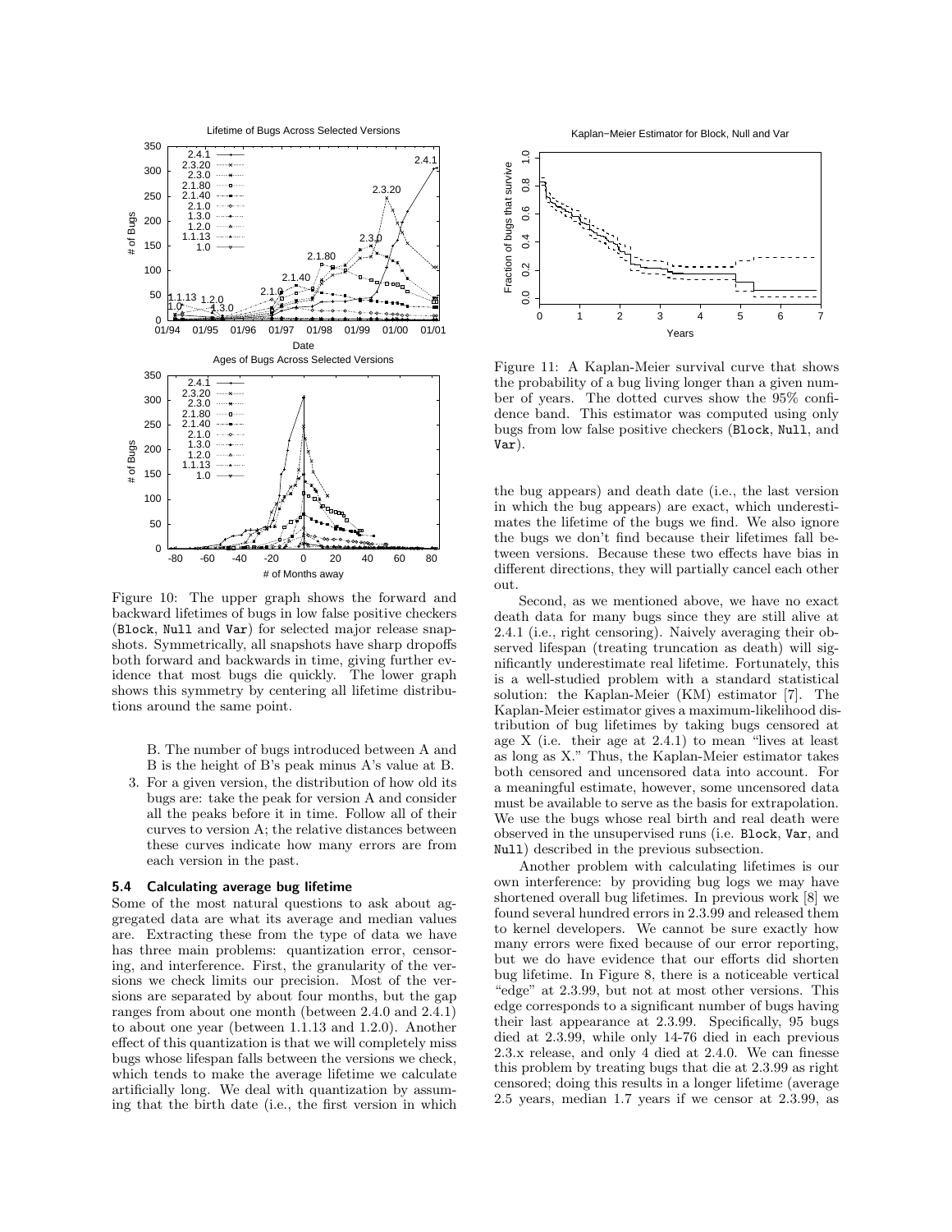Figure 10: The upper graph shows the forward and backward lifetimes of bugs in low false positive checkers (Block, Null and Var) for selected major release snapshots. Symmetrically, all snapshots have sharp dropoffs both forward and backwards in time, giving further evidence that most bugs die quickly. The lower graph shows this symmetry by centering all lifetime distributions around the same point.

Figure 11: A Kaplan-Meier survival curve that shows the probability of a bug living longer than a given number of years. The dotted curves show the 95% confidence band. This estimator was computed using only bugs from low false positive checkers (Block, Null, and Var).

B. The number of bugs introduced between A and B is the height of B's peak minus A's value at B.

3. For a given version, the distribution of how old its bugs are: take the peak for version A and consider all the peaks before it in time. Follow all of their curves to version A; the relative distances between these curves indicate how many errors are from each version in the past.

### 5.4 Calculating average bug lifetime

Some of the most natural questions to ask about aggregated data are what its average and median values are. Extracting these from the type of data we have has three main problems: quantization error, censoring, and interference. First, the granularity of the versions we check limits our precision. Most of the versions are separated by about four months, but the gap ranges from about one month (between 2.4.0 and 2.4.1) to about one year (between 1.1.13 and 1.2.0). Another effect of this quantization is that we will completely miss bugs whose lifespan falls between the versions we check, which tends to make the average lifetime we calculate artificially long. We deal with quantization by assuming that the birth date (i.e., the first version in which the bug appears) and death date (i.e., the last version in which the bug appears) are exact, which underestimates the lifetime of the bugs we find. We also ignore the bugs we don't find because their lifetimes fall between versions. Because these two effects have bias in different directions, they will partially cancel each other out.

Second, as we mentioned above, we have no exact death data for many bugs since they are still alive at 2.4.1 (i.e., right censoring). Naively averaging their observed lifespan (treating truncation as death) will significantly underestimate real lifetime. Fortunately, this is a well-studied problem with a standard statistical solution: the Kaplan-Meier (KM) estimator [7]. The Kaplan-Meier estimator gives a maximum-likelihood distribution of bug lifetimes by taking bugs censored at age X (i.e. their age at 2.4.1) to mean "lives at least as long as X." Thus, the Kaplan-Meier estimator takes both censored and uncensored data into account. For a meaningful estimate, however, some uncensored data must be available to serve as the basis for extrapolation. We use the bugs whose real birth and real death were observed in the unsupervised runs (i.e. Block, Var, and Null) described in the previous subsection.

Another problem with calculating lifetimes is our own interference: by providing bug logs we may have shortened overall bug lifetimes. In previous work [8] we found several hundred errors in 2.3.99 and released them to kernel developers. We cannot be sure exactly how many errors were fixed because of our error reporting, but we do have evidence that our efforts did shorten bug lifetime. In Figure 8, there is a noticeable vertical "edge" at 2.3.99, but not at most other versions. This edge corresponds to a significant number of bugs having their last appearance at 2.3.99. Specifically, 95 bugs died at 2.3.99, while only 14-76 died in each previous 2.3.x release, and only 4 died at 2.4.0. We can finesse this problem by treating bugs that die at 2.3.99 as right censored; doing this results in a longer lifetime (average 2.5 years, median 1.7 years if we censor at 2.3.99, as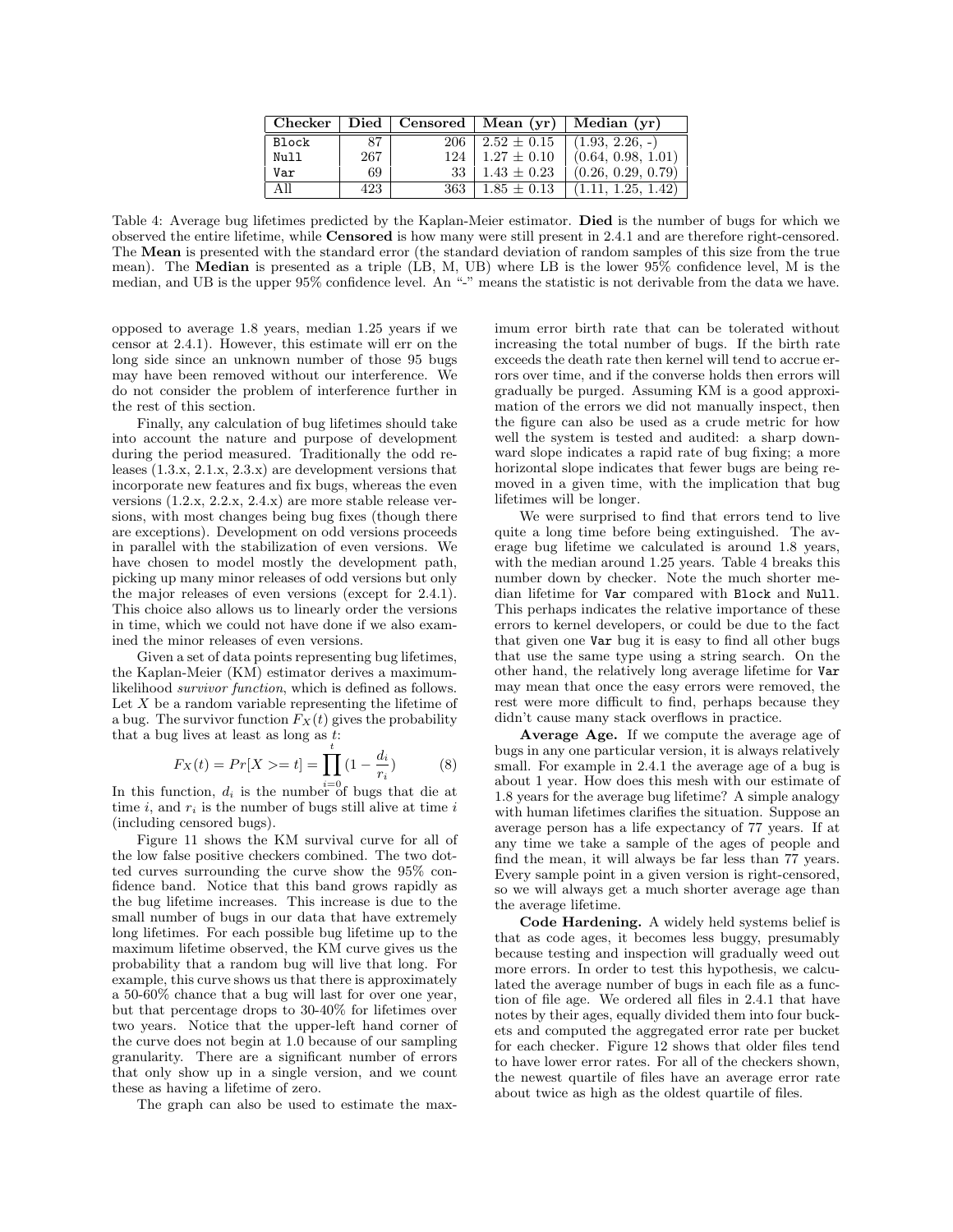| Checker | Died | Censored | Mean (yr) | Median (yr) |
|---|---|---|---|---|
| Block | 87 | 206 | 2.52 ± 0.15 | (1.93, 2.26, -) |
| Null | 267 | 124 | 1.27 ± 0.10 | (0.64, 0.98, 1.01) |
| Var | 69 | 33 | 1.43 ± 0.23 | (0.26, 0.29, 0.79) |
| All | 423 | 363 | 1.85 ± 0.13 | (1.11, 1.25, 1.42) |

Table 4: Average bug lifetimes predicted by the Kaplan-Meier estimator. **Died** is the number of bugs for which we observed the entire lifetime, while **Censored** is how many were still present in 2.4.1 and are therefore right-censored. The **Mean** is presented with the standard error (the standard deviation of random samples of this size from the true mean). The **Median** is presented as a triple (LB, M, UB) where LB is the lower 95% confidence level, M is the median, and UB is the upper 95% confidence level. An "-" means the statistic is not derivable from the data we have.

opposed to average 1.8 years, median 1.25 years if we censor at 2.4.1). However, this estimate will err on the long side since an unknown number of those 95 bugs may have been removed without our interference. We do not consider the problem of interference further in the rest of this section.

Finally, any calculation of bug lifetimes should take into account the nature and purpose of development during the period measured. Traditionally the odd releases (1.3.x, 2.1.x, 2.3.x) are development versions that incorporate new features and fix bugs, whereas the even versions (1.2.x, 2.2.x, 2.4.x) are more stable release versions, with most changes being bug fixes (though there are exceptions). Development on odd versions proceeds in parallel with the stabilization of even versions. We have chosen to model mostly the development path, picking up many minor releases of odd versions but only the major releases of even versions (except for 2.4.1). This choice also allows us to linearly order the versions in time, which we could not have done if we also examined the minor releases of even versions.

Given a set of data points representing bug lifetimes, the Kaplan-Meier (KM) estimator derives a maximum-likelihood *survivor function*, which is defined as follows. Let $X$ be a random variable representing the lifetime of a bug. The survivor function $F_X(t)$ gives the probability that a bug lives at least as long as $t$:

$$F_X(t) = Pr[X >= t] = \prod_{i=0}^{t} (1 - \frac{d_i}{r_i}) \qquad (8)$$

In this function, $d_i$ is the number of bugs that die at time $i$, and $r_i$ is the number of bugs still alive at time $i$ (including censored bugs).

Figure 11 shows the KM survival curve for all of the low false positive checkers combined. The two dotted curves surrounding the curve show the 95% confidence band. Notice that this band grows rapidly as the bug lifetime increases. This increase is due to the small number of bugs in our data that have extremely long lifetimes. For each possible bug lifetime up to the maximum lifetime observed, the KM curve gives us the probability that a random bug will live that long. For example, this curve shows us that there is approximately a 50-60% chance that a bug will last for over one year, but that percentage drops to 30-40% for lifetimes over two years. Notice that the upper-left hand corner of the curve does not begin at 1.0 because of our sampling granularity. There are a significant number of errors that only show up in a single version, and we count these as having a lifetime of zero.

The graph can also be used to estimate the maximum error birth rate that can be tolerated without increasing the total number of bugs. If the birth rate exceeds the death rate then kernel will tend to accrue errors over time, and if the converse holds then errors will gradually be purged. Assuming KM is a good approximation of the errors we did not manually inspect, then the figure can also be used as a crude metric for how well the system is tested and audited: a sharp downward slope indicates a rapid rate of bug fixing; a more horizontal slope indicates that fewer bugs are being removed in a given time, with the implication that bug lifetimes will be longer.

We were surprised to find that errors tend to live quite a long time before being extinguished. The average bug lifetime we calculated is around 1.8 years, with the median around 1.25 years. Table 4 breaks this number down by checker. Note the much shorter median lifetime for Var compared with Block and Null. This perhaps indicates the relative importance of these errors to kernel developers, or could be due to the fact that given one Var bug it is easy to find all other bugs that use the same type using a string search. On the other hand, the relatively long average lifetime for Var may mean that once the easy errors were removed, the rest were more difficult to find, perhaps because they didn't cause many stack overflows in practice.

**Average Age.** If we compute the average age of bugs in any one particular version, it is always relatively small. For example in 2.4.1 the average age of a bug is about 1 year. How does this mesh with our estimate of 1.8 years for the average bug lifetime? A simple analogy with human lifetimes clarifies the situation. Suppose an average person has a life expectancy of 77 years. If at any time we take a sample of the ages of people and find the mean, it will always be far less than 77 years. Every sample point in a given version is right-censored, so we will always get a much shorter average age than the average lifetime.

**Code Hardening.** A widely held systems belief is that as code ages, it becomes less buggy, presumably because testing and inspection will gradually weed out more errors. In order to test this hypothesis, we calculated the average number of bugs in each file as a function of file age. We ordered all files in 2.4.1 that have notes by their ages, equally divided them into four buckets and computed the aggregated error rate per bucket for each checker. Figure 12 shows that older files tend to have lower error rates. For all of the checkers shown, the newest quartile of files have an average error rate about twice as high as the oldest quartile of files.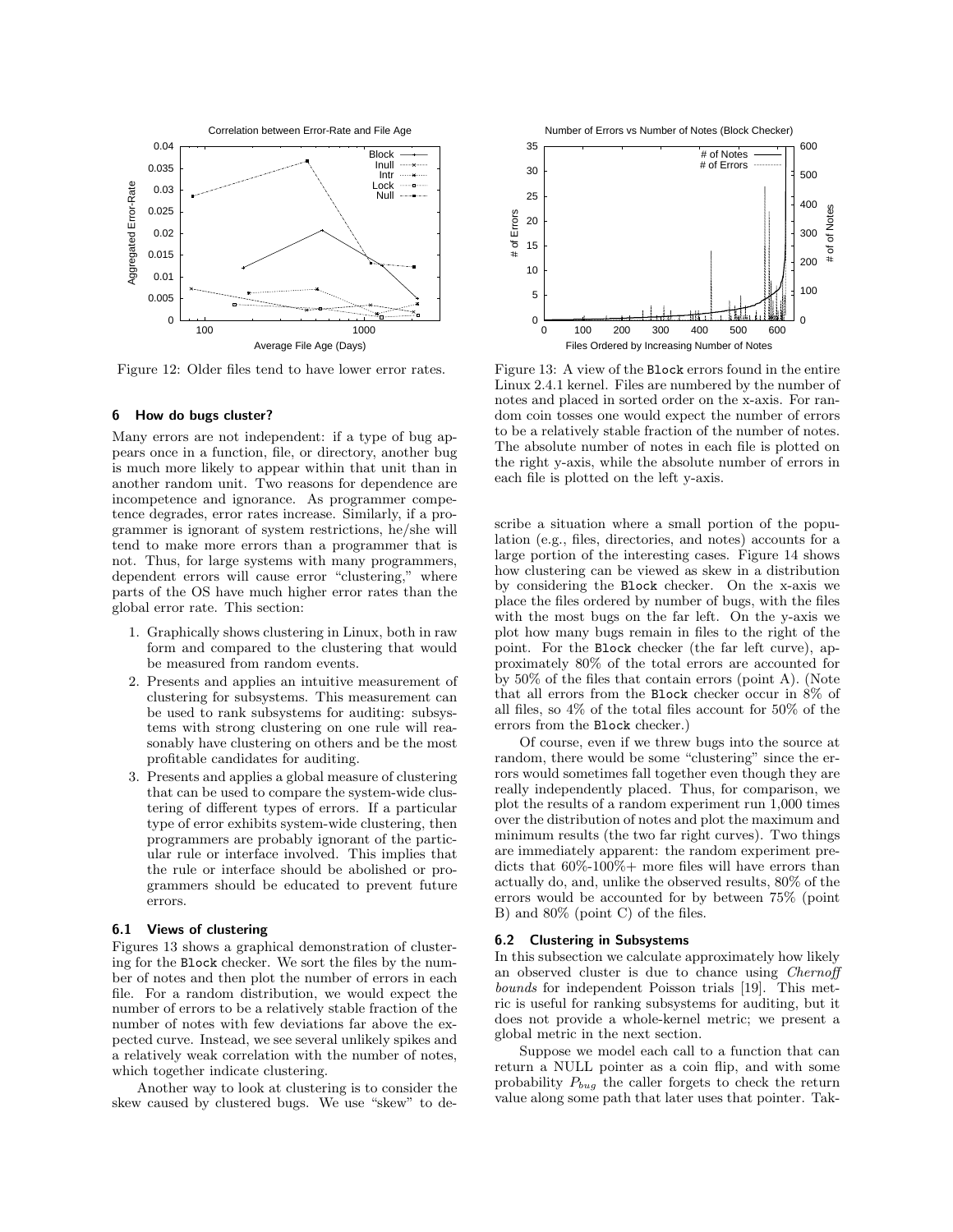Figure 12: Older files tend to have lower error rates.

Figure 13: A view of the Block errors found in the entire Linux 2.4.1 kernel. Files are numbered by the number of notes and placed in sorted order on the x-axis. For random coin tosses one would expect the number of errors to be a relatively stable fraction of the number of notes. The absolute number of notes in each file is plotted on the right y-axis, while the absolute number of errors in each file is plotted on the left y-axis.

## 6 How do bugs cluster?

Many errors are not independent: if a type of bug appears once in a function, file, or directory, another bug is much more likely to appear within that unit than in another random unit. Two reasons for dependence are incompetence and ignorance. As programmer competence degrades, error rates increase. Similarly, if a programmer is ignorant of system restrictions, he/she will tend to make more errors than a programmer that is not. Thus, for large systems with many programmers, dependent errors will cause error "clustering," where parts of the OS have much higher error rates than the global error rate. This section:

1. Graphically shows clustering in Linux, both in raw form and compared to the clustering that would be measured from random events.
2. Presents and applies an intuitive measurement of clustering for subsystems. This measurement can be used to rank subsystems for auditing: subsystems with strong clustering on one rule will reasonably have clustering on others and be the most profitable candidates for auditing.
3. Presents and applies a global measure of clustering that can be used to compare the system-wide clustering of different types of errors. If a particular type of error exhibits system-wide clustering, then programmers are probably ignorant of the particular rule or interface involved. This implies that the rule or interface should be abolished or programmers should be educated to prevent future errors.

### 6.1 Views of clustering

Figures 13 shows a graphical demonstration of clustering for the Block checker. We sort the files by the number of notes and then plot the number of errors in each file. For a random distribution, we would expect the number of errors to be a relatively stable fraction of the number of notes with few deviations far above the expected curve. Instead, we see several unlikely spikes and a relatively weak correlation with the number of notes, which together indicate clustering.

Another way to look at clustering is to consider the skew caused by clustered bugs. We use "skew" to describe a situation where a small portion of the population (e.g., files, directories, and notes) accounts for a large portion of the interesting cases. Figure 14 shows how clustering can be viewed as skew in a distribution by considering the Block checker. On the x-axis we place the files ordered by number of bugs, with the files with the most bugs on the far left. On the y-axis we plot how many bugs remain in files to the right of the point. For the Block checker (the far left curve), approximately 80% of the total errors are accounted for by 50% of the files that contain errors (point A). (Note that all errors from the Block checker occur in 8% of all files, so 4% of the total files account for 50% of the errors from the Block checker.)

Of course, even if we threw bugs into the source at random, there would be some "clustering" since the errors would sometimes fall together even though they are really independently placed. Thus, for comparison, we plot the results of a random experiment run 1,000 times over the distribution of notes and plot the maximum and minimum results (the two far right curves). Two things are immediately apparent: the random experiment predicts that 60%-100%+ more files will have errors than actually do, and, unlike the observed results, 80% of the errors would be accounted for by between 75% (point B) and 80% (point C) of the files.

### 6.2 Clustering in Subsystems

In this subsection we calculate approximately how likely an observed cluster is due to chance using *Chernoff bounds* for independent Poisson trials [19]. This metric is useful for ranking subsystems for auditing, but it does not provide a whole-kernel metric; we present a global metric in the next section.

Suppose we model each call to a function that can return a NULL pointer as a coin flip, and with some probability $P_{bug}$ the caller forgets to check the return value along some path that later uses that pointer. Tak-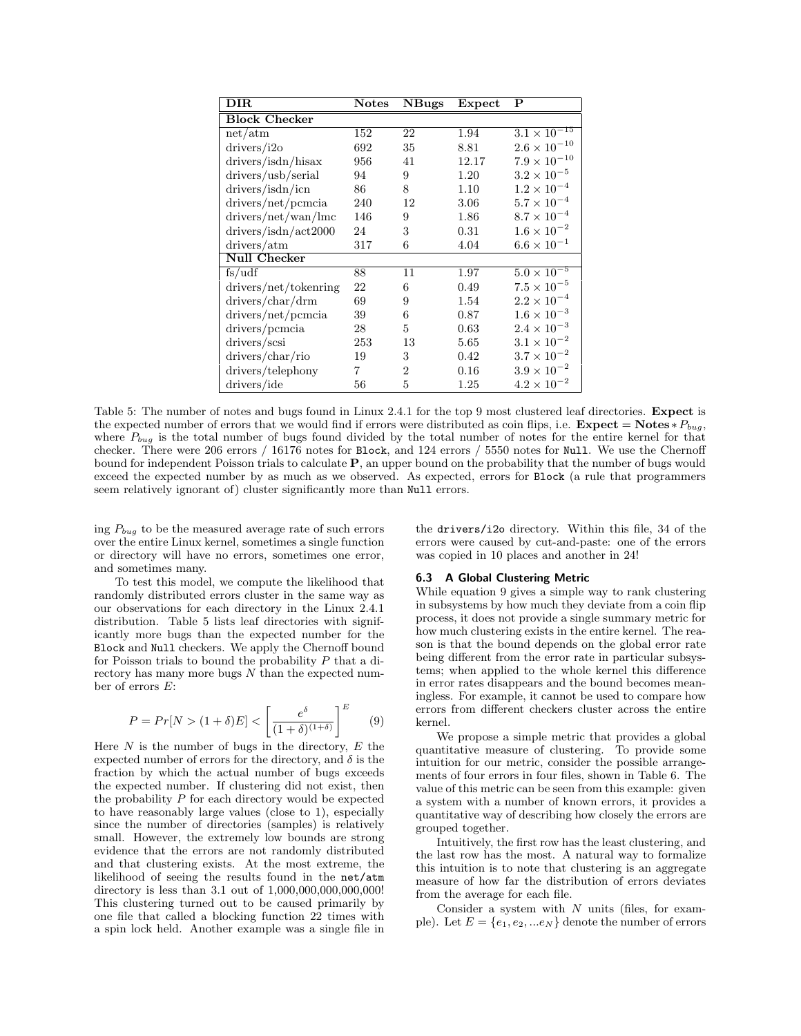| DIR | Notes | NBugs | Expect | P |
|---|---|---|---|---|
| **Block Checker** | | | | |
| net/atm | 152 | 22 | 1.94 | $3.1 \times 10^{-15}$ |
| drivers/i2o | 692 | 35 | 8.81 | $2.6 \times 10^{-10}$ |
| drivers/isdn/hisax | 956 | 41 | 12.17 | $7.9 \times 10^{-10}$ |
| drivers/usb/serial | 94 | 9 | 1.20 | $3.2 \times 10^{-5}$ |
| drivers/isdn/icn | 86 | 8 | 1.10 | $1.2 \times 10^{-4}$ |
| drivers/net/pcmcia | 240 | 12 | 3.06 | $5.7 \times 10^{-4}$ |
| drivers/net/wan/lmc | 146 | 9 | 1.86 | $8.7 \times 10^{-4}$ |
| drivers/isdn/act2000 | 24 | 3 | 0.31 | $1.6 \times 10^{-2}$ |
| drivers/atm | 317 | 6 | 4.04 | $6.6 \times 10^{-1}$ |
| **Null Checker** | | | | |
| fs/udf | 88 | 11 | 1.97 | $5.0 \times 10^{-5}$ |
| drivers/net/tokenring | 22 | 6 | 0.49 | $7.5 \times 10^{-5}$ |
| drivers/char/drm | 69 | 9 | 1.54 | $2.2 \times 10^{-4}$ |
| drivers/net/pcmcia | 39 | 6 | 0.87 | $1.6 \times 10^{-3}$ |
| drivers/pcmcia | 28 | 5 | 0.63 | $2.4 \times 10^{-3}$ |
| drivers/scsi | 253 | 13 | 5.65 | $3.1 \times 10^{-2}$ |
| drivers/char/rio | 19 | 3 | 0.42 | $3.7 \times 10^{-2}$ |
| drivers/telephony | 7 | 2 | 0.16 | $3.9 \times 10^{-2}$ |
| drivers/ide | 56 | 5 | 1.25 | $4.2 \times 10^{-2}$ |

Table 5: The number of notes and bugs found in Linux 2.4.1 for the top 9 most clustered leaf directories. **Expect** is the expected number of errors that we would find if errors were distributed as coin flips, i.e. **Expect** = **Notes** $* P_{bug}$, where $P_{bug}$ is the total number of bugs found divided by the total number of notes for the entire kernel for that checker. There were 206 errors / 16176 notes for Block, and 124 errors / 5550 notes for Null. We use the Chernoff bound for independent Poisson trials to calculate **P**, an upper bound on the probability that the number of bugs would exceed the expected number by as much as we observed. As expected, errors for Block (a rule that programmers seem relatively ignorant of) cluster significantly more than Null errors.

ing $P_{bug}$ to be the measured average rate of such errors over the entire Linux kernel, sometimes a single function or directory will have no errors, sometimes one error, and sometimes many.

To test this model, we compute the likelihood that randomly distributed errors cluster in the same way as our observations for each directory in the Linux 2.4.1 distribution. Table 5 lists leaf directories with significantly more bugs than the expected number for the Block and Null checkers. We apply the Chernoff bound for Poisson trials to bound the probability $P$ that a directory has many more bugs $N$ than the expected number of errors $E$:

$$P = Pr[N > (1+\delta)E] < \left[\frac{e^{\delta}}{(1+\delta)^{(1+\delta)}}\right]^{E} \quad (9)$$

Here $N$ is the number of bugs in the directory, $E$ the expected number of errors for the directory, and $\delta$ is the fraction by which the actual number of bugs exceeds the expected number. If clustering did not exist, then the probability $P$ for each directory would be expected to have reasonably large values (close to 1), especially since the number of directories (samples) is relatively small. However, the extremely low bounds are strong evidence that the errors are not randomly distributed and that clustering exists. At the most extreme, the likelihood of seeing the results found in the net/atm directory is less than 3.1 out of 1,000,000,000,000,000! This clustering turned out to be caused primarily by one file that called a blocking function 22 times with a spin lock held. Another example was a single file in the drivers/i2o directory. Within this file, 34 of the errors were caused by cut-and-paste: one of the errors was copied in 10 places and another in 24!

### 6.3 A Global Clustering Metric

While equation 9 gives a simple way to rank clustering in subsystems by how much they deviate from a coin flip process, it does not provide a single summary metric for how much clustering exists in the entire kernel. The reason is that the bound depends on the global error rate being different from the error rate in particular subsystems; when applied to the whole kernel this difference in error rates disappears and the bound becomes meaningless. For example, it cannot be used to compare how errors from different checkers cluster across the entire kernel.

We propose a simple metric that provides a global quantitative measure of clustering. To provide some intuition for our metric, consider the possible arrangements of four errors in four files, shown in Table 6. The value of this metric can be seen from this example: given a system with a number of known errors, it provides a quantitative way of describing how closely the errors are grouped together.

Intuitively, the first row has the least clustering, and the last row has the most. A natural way to formalize this intuition is to note that clustering is an aggregate measure of how far the distribution of errors deviates from the average for each file.

Consider a system with $N$ units (files, for example). Let $E = \{e_1, e_2, ...e_N\}$ denote the number of errors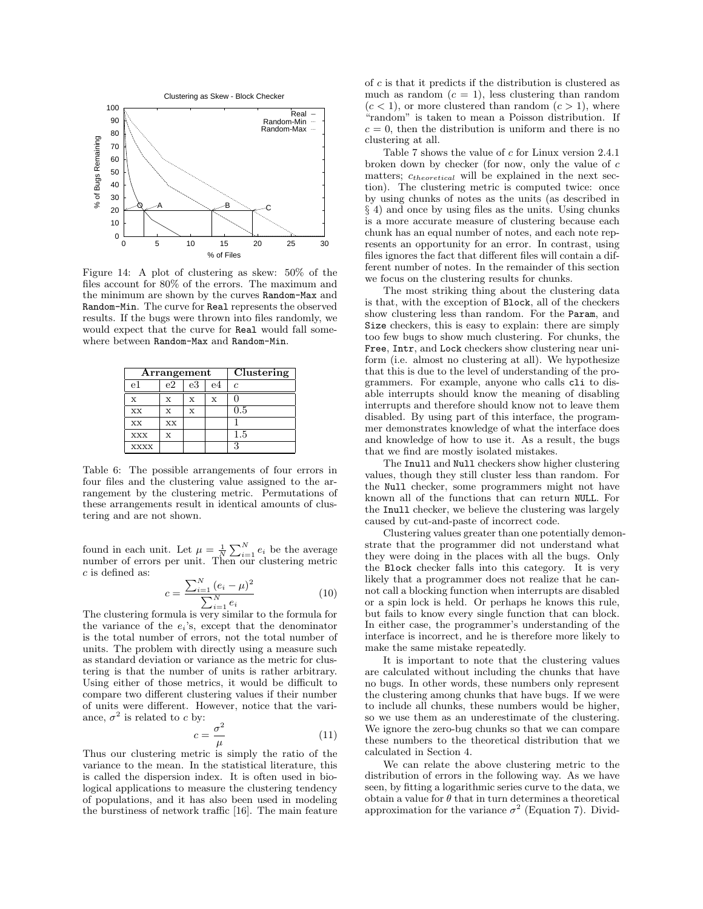Figure 14: A plot of clustering as skew: 50% of the files account for 80% of the errors. The maximum and the minimum are shown by the curves Random-Max and Random-Min. The curve for Real represents the observed results. If the bugs were thrown into files randomly, we would expect that the curve for Real would fall somewhere between Random-Max and Random-Min.

| **Arrangement** | | | | **Clustering** |
|---|---|---|---|---|
| e1 | e2 | e3 | e4 | $c$ |
| x | x | x | x | 0 |
| xx | x | x | | 0.5 |
| xx | xx | | | 1 |
| xxx | x | | | 1.5 |
| xxxx | | | | 3 |

Table 6: The possible arrangements of four errors in four files and the clustering value assigned to the arrangement by the clustering metric. Permutations of these arrangements result in identical amounts of clustering and are not shown.

found in each unit. Let $\mu = \frac{1}{N}\sum_{i=1}^{N} e_i$ be the average number of errors per unit. Then our clustering metric $c$ is defined as:

$$c = \frac{\sum_{i=1}^{N}(e_i - \mu)^2}{\sum_{i=1}^{N} e_i} \tag{10}$$

The clustering formula is very similar to the formula for the variance of the $e_i$'s, except that the denominator is the total number of errors, not the total number of units. The problem with directly using a measure such as standard deviation or variance as the metric for clustering is that the number of units is rather arbitrary. Using either of those metrics, it would be difficult to compare two different clustering values if their number of units were different. However, notice that the variance, $\sigma^2$ is related to $c$ by:

$$c = \frac{\sigma^2}{\mu} \tag{11}$$

Thus our clustering metric is simply the ratio of the variance to the mean. In the statistical literature, this is called the dispersion index. It is often used in biological applications to measure the clustering tendency of populations, and it has also been used in modeling the burstiness of network traffic [16]. The main feature of $c$ is that it predicts if the distribution is clustered as much as random ($c = 1$), less clustering than random ($c < 1$), or more clustered than random ($c > 1$), where "random" is taken to mean a Poisson distribution. If $c = 0$, then the distribution is uniform and there is no clustering at all.

Table 7 shows the value of $c$ for Linux version 2.4.1 broken down by checker (for now, only the value of $c$ matters; $c_{theoretical}$ will be explained in the next section). The clustering metric is computed twice: once by using chunks of notes as the units (as described in § 4) and once by using files as the units. Using chunks is a more accurate measure of clustering because each chunk has an equal number of notes, and each note represents an opportunity for an error. In contrast, using files ignores the fact that different files will contain a different number of notes. In the remainder of this section we focus on the clustering results for chunks.

The most striking thing about the clustering data is that, with the exception of Block, all of the checkers show clustering less than random. For the Param, and Size checkers, this is easy to explain: there are simply too few bugs to show much clustering. For chunks, the Free, Intr, and Lock checkers show clustering near uniform (i.e. almost no clustering at all). We hypothesize that this is due to the level of understanding of the programmers. For example, anyone who calls cli to disable interrupts should know the meaning of disabling interrupts and therefore should know not to leave them disabled. By using part of this interface, the programmer demonstrates knowledge of what the interface does and knowledge of how to use it. As a result, the bugs that we find are mostly isolated mistakes.

The Inull and Null checkers show higher clustering values, though they still cluster less than random. For the Null checker, some programmers might not have known all of the functions that can return NULL. For the Inull checker, we believe the clustering was largely caused by cut-and-paste of incorrect code.

Clustering values greater than one potentially demonstrate that the programmer did not understand what they were doing in the places with all the bugs. Only the Block checker falls into this category. It is very likely that a programmer does not realize that he cannot call a blocking function when interrupts are disabled or a spin lock is held. Or perhaps he knows this rule, but fails to know every single function that can block. In either case, the programmer's understanding of the interface is incorrect, and he is therefore more likely to make the same mistake repeatedly.

It is important to note that the clustering values are calculated without including the chunks that have no bugs. In other words, these numbers only represent the clustering among chunks that have bugs. If we were to include all chunks, these numbers would be higher, so we use them as an underestimate of the clustering. We ignore the zero-bug chunks so that we can compare these numbers to the theoretical distribution that we calculated in Section 4.

We can relate the above clustering metric to the distribution of errors in the following way. As we have seen, by fitting a logarithmic series curve to the data, we obtain a value for $\theta$ that in turn determines a theoretical approximation for the variance $\sigma^2$ (Equation 7). Divid-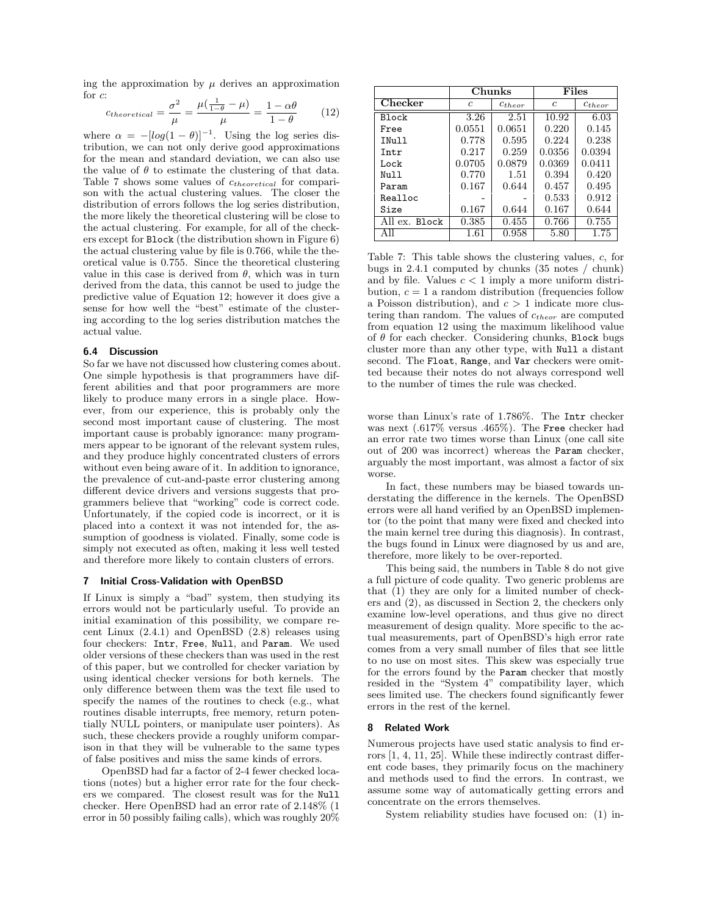ing the approximation by $\mu$ derives an approximation for $c$:

$$c_{theoretical} = \frac{\sigma^2}{\mu} = \frac{\mu(\frac{1}{1-\theta} - \mu)}{\mu} = \frac{1 - \alpha\theta}{1 - \theta} \qquad (12)$$

where $\alpha = -[log(1-\theta)]^{-1}$. Using the log series distribution, we can not only derive good approximations for the mean and standard deviation, we can also use the value of $\theta$ to estimate the clustering of that data. Table 7 shows some values of $c_{theoretical}$ for comparison with the actual clustering values. The closer the distribution of errors follows the log series distribution, the more likely the theoretical clustering will be close to the actual clustering. For example, for all of the checkers except for `Block` (the distribution shown in Figure 6) the actual clustering value by file is 0.766, while the theoretical value is 0.755. Since the theoretical clustering value in this case is derived from $\theta$, which was in turn derived from the data, this cannot be used to judge the predictive value of Equation 12; however it does give a sense for how well the "best" estimate of the clustering according to the log series distribution matches the actual value.

| | **Chunks** | | **Files** | |
|---|---|---|---|---|
| **Checker** | $c$ | $c_{theor}$ | $c$ | $c_{theor}$ |
| `Block` | 3.26 | 2.51 | 10.92 | 6.03 |
| `Free` | 0.0551 | 0.0651 | 0.220 | 0.145 |
| `INull` | 0.778 | 0.595 | 0.224 | 0.238 |
| `Intr` | 0.217 | 0.259 | 0.0356 | 0.0394 |
| `Lock` | 0.0705 | 0.0879 | 0.0369 | 0.0411 |
| `Null` | 0.770 | 1.51 | 0.394 | 0.420 |
| `Param` | 0.167 | 0.644 | 0.457 | 0.495 |
| `Realloc` | - | - | 0.533 | 0.912 |
| `Size` | 0.167 | 0.644 | 0.167 | 0.644 |
| All ex. `Block` | 0.385 | 0.455 | 0.766 | 0.755 |
| All | 1.61 | 0.958 | 5.80 | 1.75 |

Table 7: This table shows the clustering values, $c$, for bugs in 2.4.1 computed by chunks (35 notes / chunk) and by file. Values $c < 1$ imply a more uniform distribution, $c = 1$ a random distribution (frequencies follow a Poisson distribution), and $c > 1$ indicate more clustering than random. The values of $c_{theor}$ are computed from equation 12 using the maximum likelihood value of $\theta$ for each checker. Considering chunks, `Block` bugs cluster more than any other type, with `Null` a distant second. The `Float`, `Range`, and `Var` checkers were omitted because their notes do not always correspond well to the number of times the rule was checked.

### 6.4 Discussion

So far we have not discussed how clustering comes about. One simple hypothesis is that programmers have different abilities and that poor programmers are more likely to produce many errors in a single place. However, from our experience, this is probably only the second most important cause of clustering. The most important cause is probably ignorance: many programmers appear to be ignorant of the relevant system rules, and they produce highly concentrated clusters of errors without even being aware of it. In addition to ignorance, the prevalence of cut-and-paste error clustering among different device drivers and versions suggests that programmers believe that "working" code is correct code. Unfortunately, if the copied code is incorrect, or it is placed into a context it was not intended for, the assumption of goodness is violated. Finally, some code is simply not executed as often, making it less well tested and therefore more likely to contain clusters of errors.

## 7 Initial Cross-Validation with OpenBSD

If Linux is simply a "bad" system, then studying its errors would not be particularly useful. To provide an initial examination of this possibility, we compare recent Linux (2.4.1) and OpenBSD (2.8) releases using four checkers: `Intr`, `Free`, `Null`, and `Param`. We used older versions of these checkers than was used in the rest of this paper, but we controlled for checker variation by using identical checker versions for both kernels. The only difference between them was the text file used to specify the names of the routines to check (e.g., what routines disable interrupts, free memory, return potentially NULL pointers, or manipulate user pointers). As such, these checkers provide a roughly uniform comparison in that they will be vulnerable to the same types of false positives and miss the same kinds of errors.

OpenBSD had far a factor of 2-4 fewer checked locations (notes) but a higher error rate for the four checkers we compared. The closest result was for the `Null` checker. Here OpenBSD had an error rate of 2.148% (1 error in 50 possibly failing calls), which was roughly 20% worse than Linux's rate of 1.786%. The `Intr` checker was next (.617% versus .465%). The `Free` checker had an error rate two times worse than Linux (one call site out of 200 was incorrect) whereas the `Param` checker, arguably the most important, was almost a factor of six worse.

In fact, these numbers may be biased towards understating the difference in the kernels. The OpenBSD errors were all hand verified by an OpenBSD implementor (to the point that many were fixed and checked into the main kernel tree during this diagnosis). In contrast, the bugs found in Linux were diagnosed by us and are, therefore, more likely to be over-reported.

This being said, the numbers in Table 8 do not give a full picture of code quality. Two generic problems are that (1) they are only for a limited number of checkers and (2), as discussed in Section 2, the checkers only examine low-level operations, and thus give no direct measurement of design quality. More specific to the actual measurements, part of OpenBSD's high error rate comes from a very small number of files that see little to no use on most sites. This skew was especially true for the errors found by the `Param` checker that mostly resided in the "System 4" compatibility layer, which sees limited use. The checkers found significantly fewer errors in the rest of the kernel.

## 8 Related Work

Numerous projects have used static analysis to find errors [1, 4, 11, 25]. While these indirectly contrast different code bases, they primarily focus on the machinery and methods used to find the errors. In contrast, we assume some way of automatically getting errors and concentrate on the errors themselves.

System reliability studies have focused on: (1) in-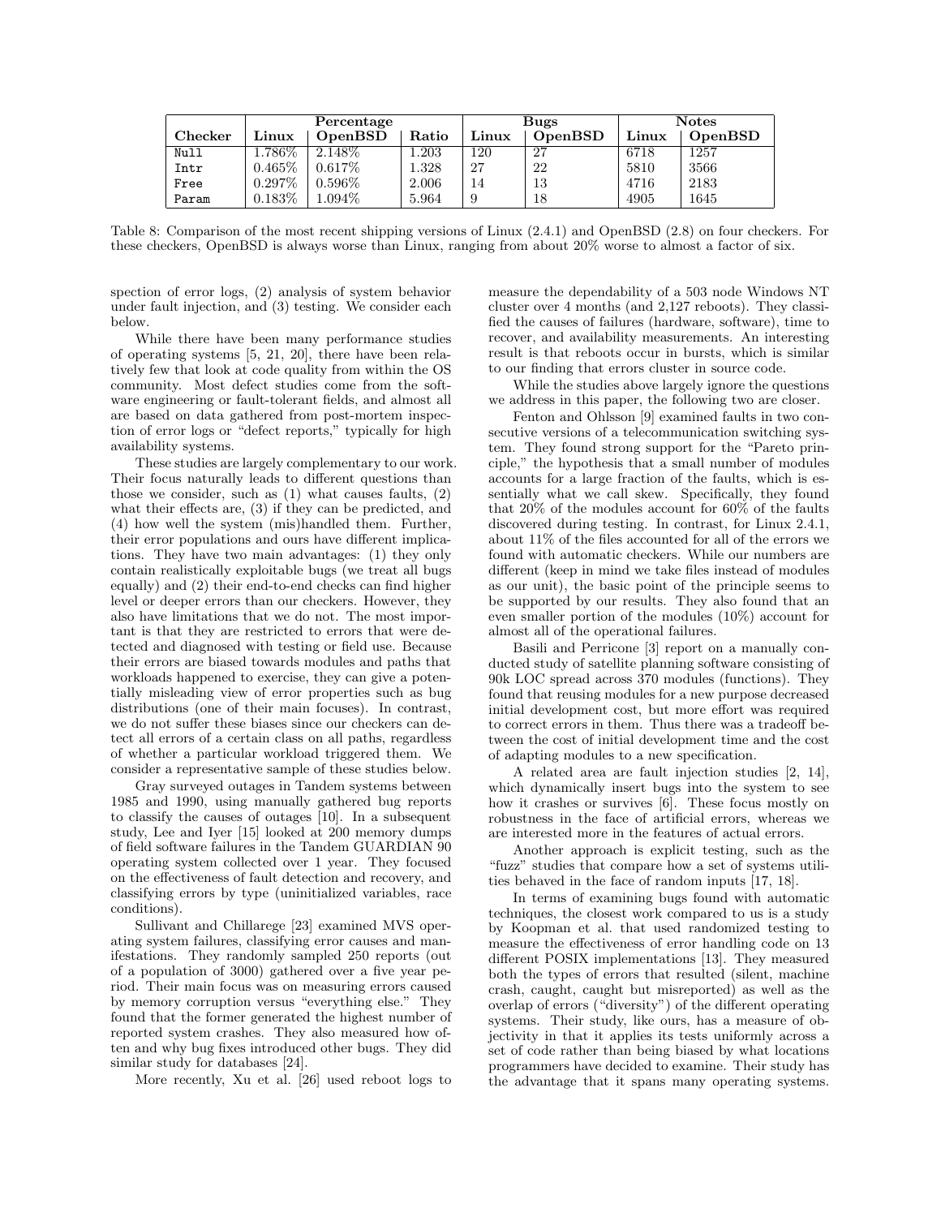| Checker | Percentage | | | Bugs | | Notes | |
|---|---|---|---|---|---|---|---|
| | Linux | OpenBSD | Ratio | Linux | OpenBSD | Linux | OpenBSD |
| Null | 1.786% | 2.148% | 1.203 | 120 | 27 | 6718 | 1257 |
| Intr | 0.465% | 0.617% | 1.328 | 27 | 22 | 5810 | 3566 |
| Free | 0.297% | 0.596% | 2.006 | 14 | 13 | 4716 | 2183 |
| Param | 0.183% | 1.094% | 5.964 | 9 | 18 | 4905 | 1645 |

Table 8: Comparison of the most recent shipping versions of Linux (2.4.1) and OpenBSD (2.8) on four checkers. For these checkers, OpenBSD is always worse than Linux, ranging from about 20% worse to almost a factor of six.

spection of error logs, (2) analysis of system behavior under fault injection, and (3) testing. We consider each below.

While there have been many performance studies of operating systems [5, 21, 20], there have been relatively few that look at code quality from within the OS community. Most defect studies come from the software engineering or fault-tolerant fields, and almost all are based on data gathered from post-mortem inspection of error logs or "defect reports," typically for high availability systems.

These studies are largely complementary to our work. Their focus naturally leads to different questions than those we consider, such as (1) what causes faults, (2) what their effects are, (3) if they can be predicted, and (4) how well the system (mis)handled them. Further, their error populations and ours have different implications. They have two main advantages: (1) they only contain realistically exploitable bugs (we treat all bugs equally) and (2) their end-to-end checks can find higher level or deeper errors than our checkers. However, they also have limitations that we do not. The most important is that they are restricted to errors that were detected and diagnosed with testing or field use. Because their errors are biased towards modules and paths that workloads happened to exercise, they can give a potentially misleading view of error properties such as bug distributions (one of their main focuses). In contrast, we do not suffer these biases since our checkers can detect all errors of a certain class on all paths, regardless of whether a particular workload triggered them. We consider a representative sample of these studies below.

Gray surveyed outages in Tandem systems between 1985 and 1990, using manually gathered bug reports to classify the causes of outages [10]. In a subsequent study, Lee and Iyer [15] looked at 200 memory dumps of field software failures in the Tandem GUARDIAN 90 operating system collected over 1 year. They focused on the effectiveness of fault detection and recovery, and classifying errors by type (uninitialized variables, race conditions).

Sullivant and Chillarege [23] examined MVS operating system failures, classifying error causes and manifestations. They randomly sampled 250 reports (out of a population of 3000) gathered over a five year period. Their main focus was on measuring errors caused by memory corruption versus "everything else." They found that the former generated the highest number of reported system crashes. They also measured how often and why bug fixes introduced other bugs. They did similar study for databases [24].

More recently, Xu et al. [26] used reboot logs to measure the dependability of a 503 node Windows NT cluster over 4 months (and 2,127 reboots). They classified the causes of failures (hardware, software), time to recover, and availability measurements. An interesting result is that reboots occur in bursts, which is similar to our finding that errors cluster in source code.

While the studies above largely ignore the questions we address in this paper, the following two are closer.

Fenton and Ohlsson [9] examined faults in two consecutive versions of a telecommunication switching system. They found strong support for the "Pareto principle," the hypothesis that a small number of modules accounts for a large fraction of the faults, which is essentially what we call skew. Specifically, they found that 20% of the modules account for 60% of the faults discovered during testing. In contrast, for Linux 2.4.1, about 11% of the files accounted for all of the errors we found with automatic checkers. While our numbers are different (keep in mind we take files instead of modules as our unit), the basic point of the principle seems to be supported by our results. They also found that an even smaller portion of the modules (10%) account for almost all of the operational failures.

Basili and Perricone [3] report on a manually conducted study of satellite planning software consisting of 90k LOC spread across 370 modules (functions). They found that reusing modules for a new purpose decreased initial development cost, but more effort was required to correct errors in them. Thus there was a tradeoff between the cost of initial development time and the cost of adapting modules to a new specification.

A related area are fault injection studies [2, 14], which dynamically insert bugs into the system to see how it crashes or survives [6]. These focus mostly on robustness in the face of artificial errors, whereas we are interested more in the features of actual errors.

Another approach is explicit testing, such as the "fuzz" studies that compare how a set of systems utilities behaved in the face of random inputs [17, 18].

In terms of examining bugs found with automatic techniques, the closest work compared to us is a study by Koopman et al. that used randomized testing to measure the effectiveness of error handling code on 13 different POSIX implementations [13]. They measured both the types of errors that resulted (silent, machine crash, caught, caught but misreported) as well as the overlap of errors ("diversity") of the different operating systems. Their study, like ours, has a measure of objectivity in that it applies its tests uniformly across a set of code rather than being biased by what locations programmers have decided to examine. Their study has the advantage that it spans many operating systems.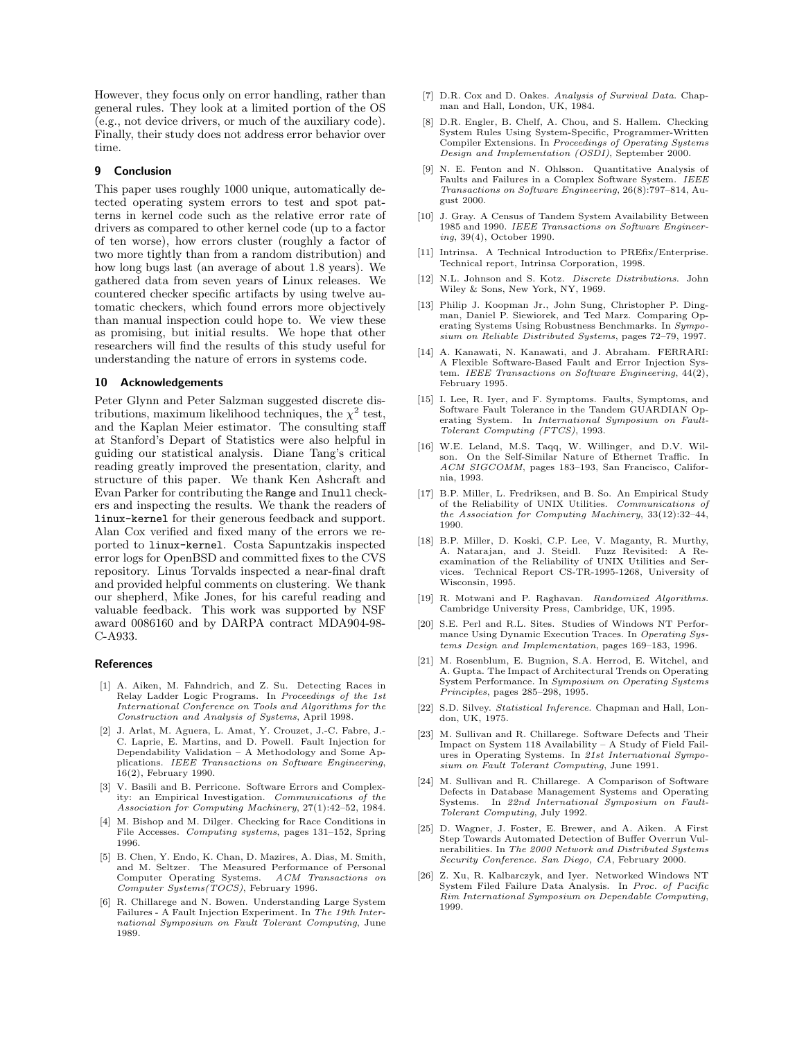However, they focus only on error handling, rather than general rules. They look at a limited portion of the OS (e.g., not device drivers, or much of the auxiliary code). Finally, their study does not address error behavior over time.

## 9 Conclusion

This paper uses roughly 1000 unique, automatically detected operating system errors to test and spot patterns in kernel code such as the relative error rate of drivers as compared to other kernel code (up to a factor of ten worse), how errors cluster (roughly a factor of two more tightly than from a random distribution) and how long bugs last (an average of about 1.8 years). We gathered data from seven years of Linux releases. We countered checker specific artifacts by using twelve automatic checkers, which found errors more objectively than manual inspection could hope to. We view these as promising, but initial results. We hope that other researchers will find the results of this study useful for understanding the nature of errors in systems code.

## 10 Acknowledgements

Peter Glynn and Peter Salzman suggested discrete distributions, maximum likelihood techniques, the $\chi^2$ test, and the Kaplan Meier estimator. The consulting staff at Stanford's Depart of Statistics were also helpful in guiding our statistical analysis. Diane Tang's critical reading greatly improved the presentation, clarity, and structure of this paper. We thank Ken Ashcraft and Evan Parker for contributing the `Range` and `Inull` checkers and inspecting the results. We thank the readers of `linux-kernel` for their generous feedback and support. Alan Cox verified and fixed many of the errors we reported to `linux-kernel`. Costa Sapuntzakis inspected error logs for OpenBSD and committed fixes to the CVS repository. Linus Torvalds inspected a near-final draft and provided helpful comments on clustering. We thank our shepherd, Mike Jones, for his careful reading and valuable feedback. This work was supported by NSF award 0086160 and by DARPA contract MDA904-98-C-A933.

## References

[1] A. Aiken, M. Fahndrich, and Z. Su. Detecting Races in Relay Ladder Logic Programs. In *Proceedings of the 1st International Conference on Tools and Algorithms for the Construction and Analysis of Systems*, April 1998.

[2] J. Arlat, M. Aguera, L. Amat, Y. Crouzet, J.-C. Fabre, J.-C. Laprie, E. Martins, and D. Powell. Fault Injection for Dependability Validation – A Methodology and Some Applications. *IEEE Transactions on Software Engineering*, 16(2), February 1990.

[3] V. Basili and B. Perricone. Software Errors and Complexity: an Empirical Investigation. *Communications of the Association for Computing Machinery*, 27(1):42–52, 1984.

[4] M. Bishop and M. Dilger. Checking for Race Conditions in File Accesses. *Computing systems*, pages 131–152, Spring 1996.

[5] B. Chen, Y. Endo, K. Chan, D. Mazires, A. Dias, M. Smith, and M. Seltzer. The Measured Performance of Personal Computer Operating Systems. *ACM Transactions on Computer Systems(TOCS)*, February 1996.

[6] R. Chillarege and N. Bowen. Understanding Large System Failures - A Fault Injection Experiment. In *The 19th International Symposium on Fault Tolerant Computing*, June 1989.

[7] D.R. Cox and D. Oakes. *Analysis of Survival Data*. Chapman and Hall, London, UK, 1984.

[8] D.R. Engler, B. Chelf, A. Chou, and S. Hallem. Checking System Rules Using System-Specific, Programmer-Written Compiler Extensions. In *Proceedings of Operating Systems Design and Implementation (OSDI)*, September 2000.

[9] N. E. Fenton and N. Ohlsson. Quantitative Analysis of Faults and Failures in a Complex Software System. *IEEE Transactions on Software Engineering*, 26(8):797–814, August 2000.

[10] J. Gray. A Census of Tandem System Availability Between 1985 and 1990. *IEEE Transactions on Software Engineering*, 39(4), October 1990.

[11] Intrinsa. A Technical Introduction to PREfix/Enterprise. Technical report, Intrinsa Corporation, 1998.

[12] N.L. Johnson and S. Kotz. *Discrete Distributions*. John Wiley & Sons, New York, NY, 1969.

[13] Philip J. Koopman Jr., John Sung, Christopher P. Dingman, Daniel P. Siewiorek, and Ted Marz. Comparing Operating Systems Using Robustness Benchmarks. In *Symposium on Reliable Distributed Systems*, pages 72–79, 1997.

[14] A. Kanawati, N. Kanawati, and J. Abraham. FERRARI: A Flexible Software-Based Fault and Error Injection System. *IEEE Transactions on Software Engineering*, 44(2), February 1995.

[15] I. Lee, R. Iyer, and F. Symptoms. Faults, Symptoms, and Software Fault Tolerance in the Tandem GUARDIAN Operating System. In *International Symposium on Fault-Tolerant Computing (FTCS)*, 1993.

[16] W.E. Leland, M.S. Taqq, W. Willinger, and D.V. Wilson. On the Self-Similar Nature of Ethernet Traffic. In *ACM SIGCOMM*, pages 183–193, San Francisco, California, 1993.

[17] B.P. Miller, L. Fredriksen, and B. So. An Empirical Study of the Reliability of UNIX Utilities. *Communications of the Association for Computing Machinery*, 33(12):32–44, 1990.

[18] B.P. Miller, D. Koski, C.P. Lee, V. Maganty, R. Murthy, A. Natarajan, and J. Steidl. Fuzz Revisited: A Re-examination of the Reliability of UNIX Utilities and Services. Technical Report CS-TR-1995-1268, University of Wisconsin, 1995.

[19] R. Motwani and P. Raghavan. *Randomized Algorithms*. Cambridge University Press, Cambridge, UK, 1995.

[20] S.E. Perl and R.L. Sites. Studies of Windows NT Performance Using Dynamic Execution Traces. In *Operating Systems Design and Implementation*, pages 169–183, 1996.

[21] M. Rosenblum, E. Bugnion, S.A. Herrod, E. Witchel, and A. Gupta. The Impact of Architectural Trends on Operating System Performance. In *Symposium on Operating Systems Principles*, pages 285–298, 1995.

[22] S.D. Silvey. *Statistical Inference*. Chapman and Hall, London, UK, 1975.

[23] M. Sullivan and R. Chillarege. Software Defects and Their Impact on System 118 Availability – A Study of Field Failures in Operating Systems. In *21st International Symposium on Fault Tolerant Computing*, June 1991.

[24] M. Sullivan and R. Chillarege. A Comparison of Software Defects in Database Management Systems and Operating Systems. In *22nd International Symposium on Fault-Tolerant Computing*, July 1992.

[25] D. Wagner, J. Foster, E. Brewer, and A. Aiken. A First Step Towards Automated Detection of Buffer Overrun Vulnerabilities. In *The 2000 Network and Distributed Systems Security Conference. San Diego, CA*, February 2000.

[26] Z. Xu, R. Kalbarczyk, and Iyer. Networked Windows NT System Filed Failure Data Analysis. In *Proc. of Pacific Rim International Symposium on Dependable Computing*, 1999.